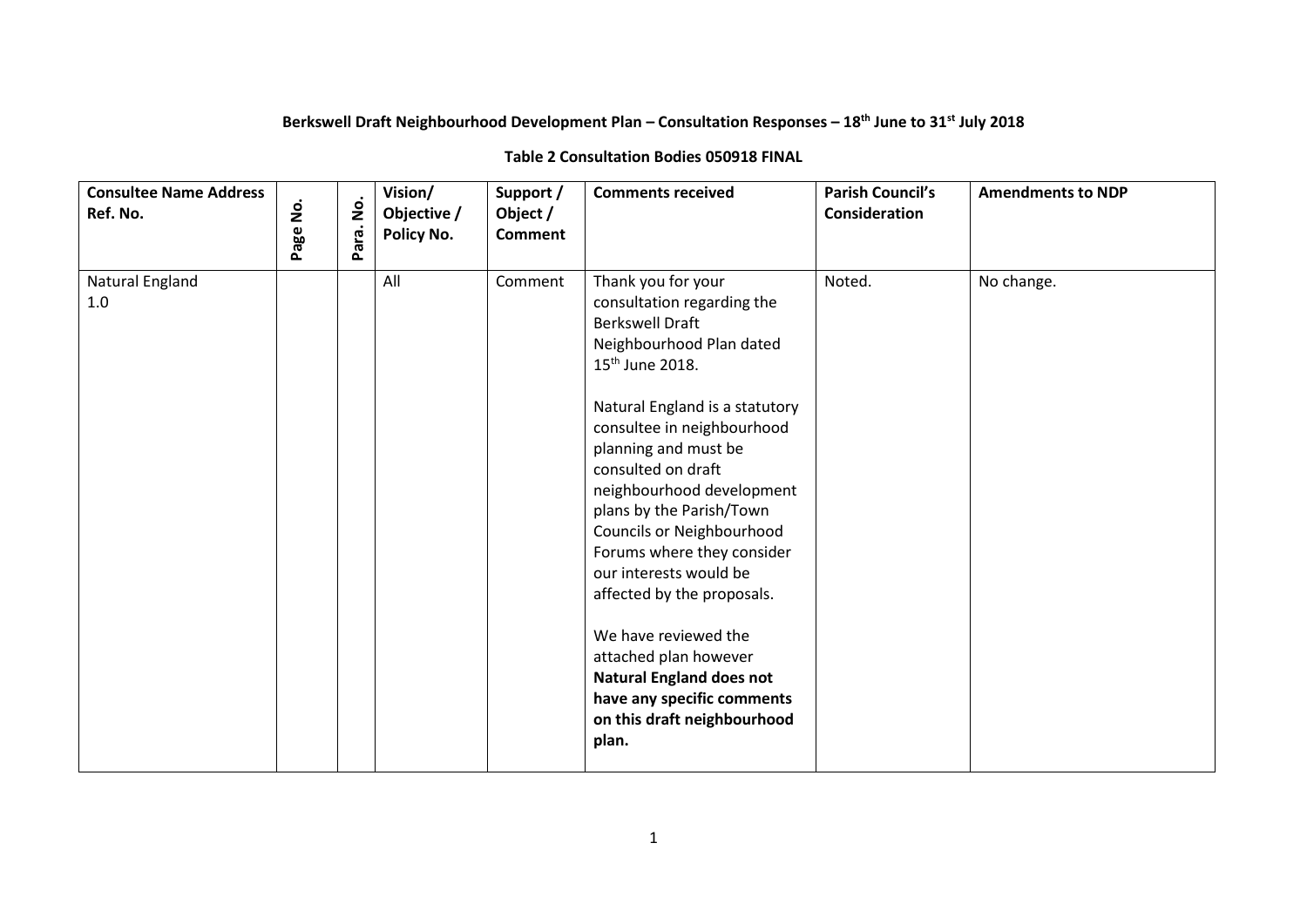**Berkswell Draft Neighbourhood Development Plan – Consultation Responses – 18th June to 31st July 2018**

**Table 2 Consultation Bodies 050918 FINAL**

| Consultee Name Address Ref. No. | Page No. | Para. No. | Vision/ Objective / Policy No. | Support / Object / Comment | Comments received | Parish Council's Consideration | Amendments to NDP |
|---|---|---|---|---|---|---|---|
| Natural England 1.0 | | | All | Comment | Thank you for your consultation regarding the Berkswell Draft Neighbourhood Plan dated 15th June 2018.<br><br>Natural England is a statutory consultee in neighbourhood planning and must be consulted on draft neighbourhood development plans by the Parish/Town Councils or Neighbourhood Forums where they consider our interests would be affected by the proposals.<br><br>We have reviewed the attached plan however **Natural England does not have any specific comments on this draft neighbourhood plan.** | Noted. | No change. |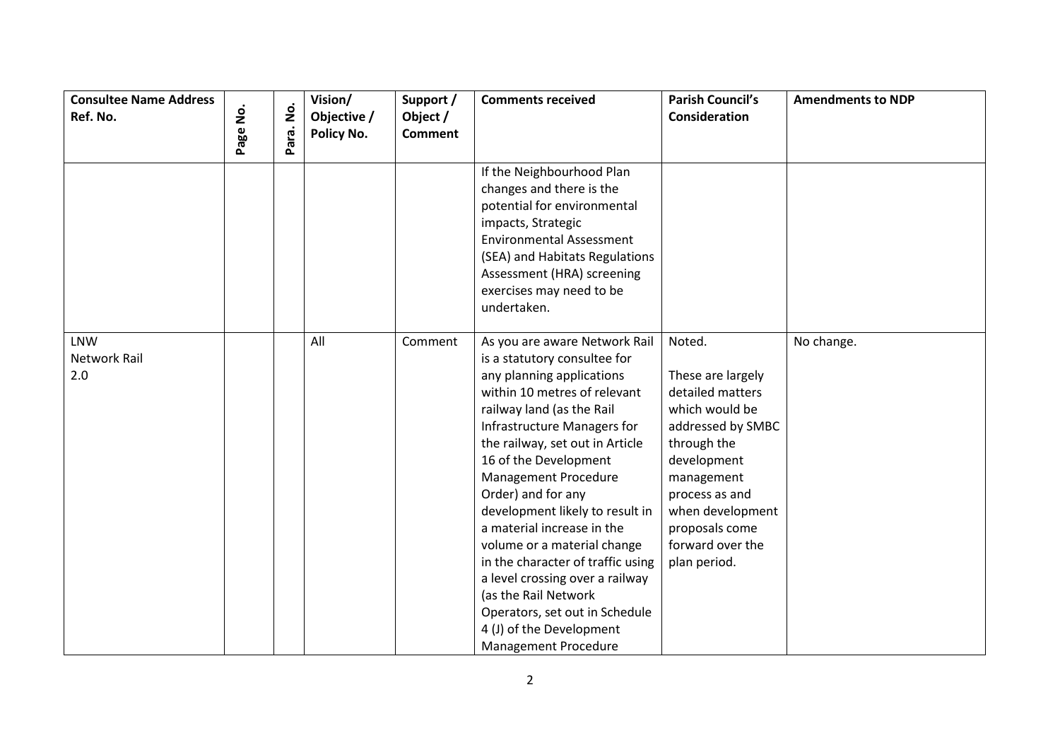| Consultee Name Address Ref. No. | Page No. | Para. No. | Vision/ Objective / Policy No. | Support / Object / Comment | Comments received | Parish Council's Consideration | Amendments to NDP |
|---|---|---|---|---|---|---|---|
| | | | | | If the Neighbourhood Plan changes and there is the potential for environmental impacts, Strategic Environmental Assessment (SEA) and Habitats Regulations Assessment (HRA) screening exercises may need to be undertaken. | | |
| LNW Network Rail 2.0 | | | All | Comment | As you are aware Network Rail is a statutory consultee for any planning applications within 10 metres of relevant railway land (as the Rail Infrastructure Managers for the railway, set out in Article 16 of the Development Management Procedure Order) and for any development likely to result in a material increase in the volume or a material change in the character of traffic using a level crossing over a railway (as the Rail Network Operators, set out in Schedule 4 (J) of the Development Management Procedure | Noted.<br><br>These are largely detailed matters which would be addressed by SMBC through the development management process as and when development proposals come forward over the plan period. | No change. |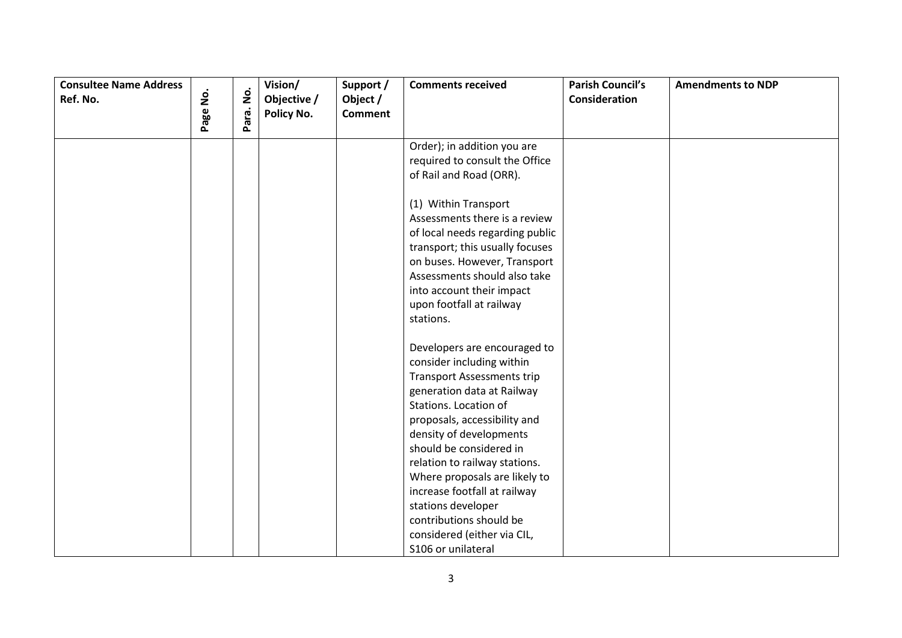| Consultee Name Address Ref. No. | Page No. | Para. No. | Vision/ Objective / Policy No. | Support / Object / Comment | Comments received | Parish Council's Consideration | Amendments to NDP |
|---|---|---|---|---|---|---|---|
| | | | | | Order); in addition you are required to consult the Office of Rail and Road (ORR).<br><br>(1) Within Transport Assessments there is a review of local needs regarding public transport; this usually focuses on buses. However, Transport Assessments should also take into account their impact upon footfall at railway stations.<br><br>Developers are encouraged to consider including within Transport Assessments trip generation data at Railway Stations. Location of proposals, accessibility and density of developments should be considered in relation to railway stations. Where proposals are likely to increase footfall at railway stations developer contributions should be considered (either via CIL, S106 or unilateral | | |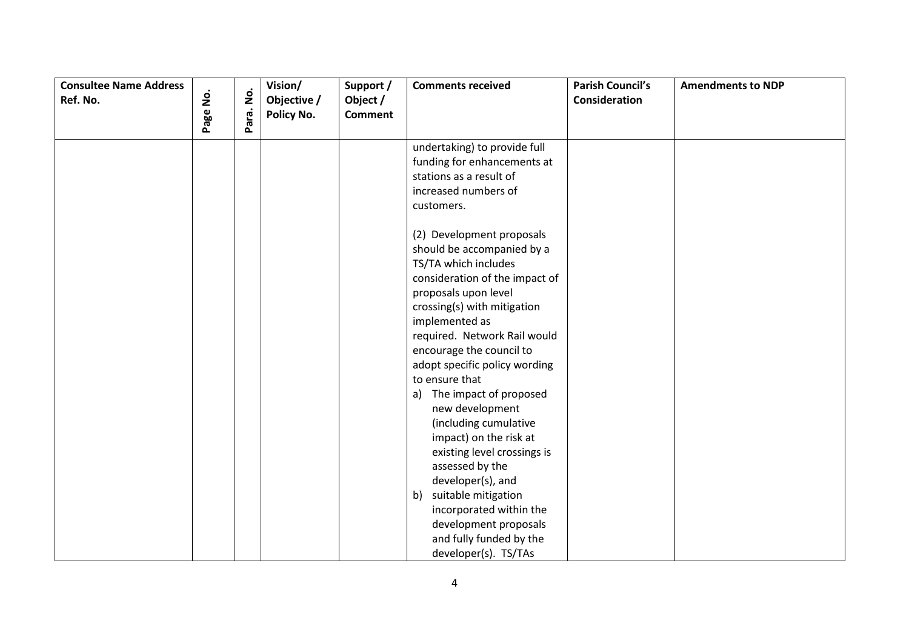| Consultee Name Address Ref. No. | Page No. | Para. No. | Vision/ Objective / Policy No. | Support / Object / Comment | Comments received | Parish Council's Consideration | Amendments to NDP |
|---|---|---|---|---|---|---|---|
| | | | | | undertaking) to provide full funding for enhancements at stations as a result of increased numbers of customers.<br><br>(2) Development proposals should be accompanied by a TS/TA which includes consideration of the impact of proposals upon level crossing(s) with mitigation implemented as required. Network Rail would encourage the council to adopt specific policy wording to ensure that<br>a) The impact of proposed new development (including cumulative impact) on the risk at existing level crossings is assessed by the developer(s), and<br>b) suitable mitigation incorporated within the development proposals and fully funded by the developer(s). TS/TAs | | |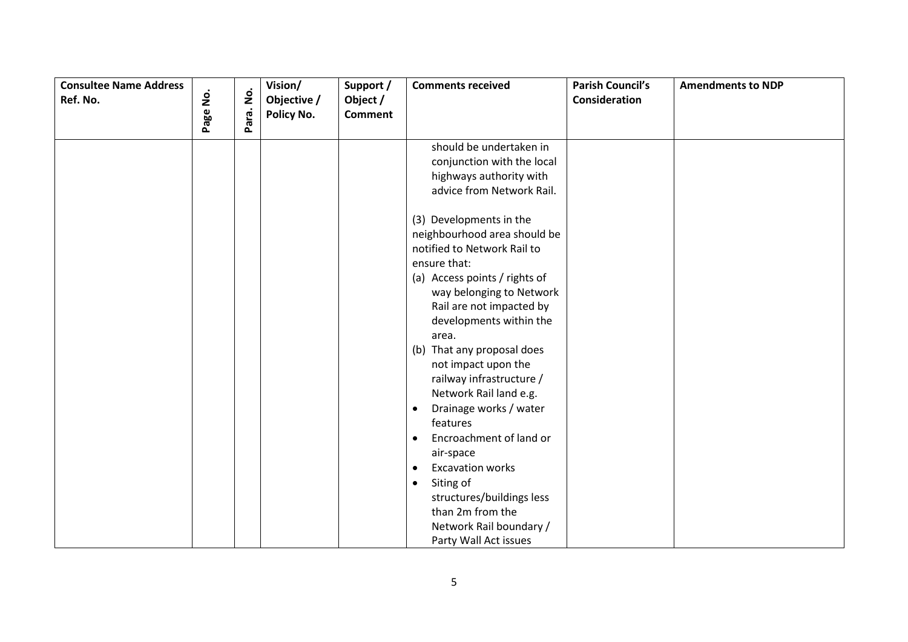| Consultee Name Address Ref. No. | Page No. | Para. No. | Vision/ Objective / Policy No. | Support / Object / Comment | Comments received | Parish Council's Consideration | Amendments to NDP |
|---|---|---|---|---|---|---|---|
| | | | | | should be undertaken in conjunction with the local highways authority with advice from Network Rail.<br><br>(3) Developments in the neighbourhood area should be notified to Network Rail to ensure that:<br>(a) Access points / rights of way belonging to Network Rail are not impacted by developments within the area.<br>(b) That any proposal does not impact upon the railway infrastructure / Network Rail land e.g.<br>• Drainage works / water features<br>• Encroachment of land or air-space<br>• Excavation works<br>• Siting of structures/buildings less than 2m from the Network Rail boundary / Party Wall Act issues | | |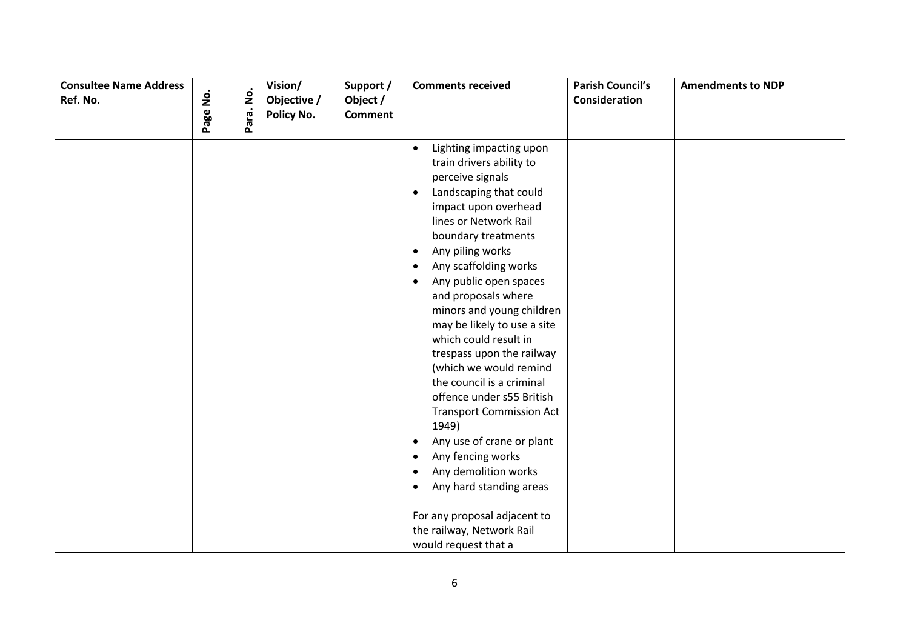| Consultee Name Address Ref. No. | Page No. | Para. No. | Vision/ Objective / Policy No. | Support / Object / Comment | Comments received | Parish Council's Consideration | Amendments to NDP |
|---|---|---|---|---|---|---|---|
| | | | | | • Lighting impacting upon train drivers ability to perceive signals<br>• Landscaping that could impact upon overhead lines or Network Rail boundary treatments<br>• Any piling works<br>• Any scaffolding works<br>• Any public open spaces and proposals where minors and young children may be likely to use a site which could result in trespass upon the railway (which we would remind the council is a criminal offence under s55 British Transport Commission Act 1949)<br>• Any use of crane or plant<br>• Any fencing works<br>• Any demolition works<br>• Any hard standing areas<br><br>For any proposal adjacent to the railway, Network Rail would request that a | | |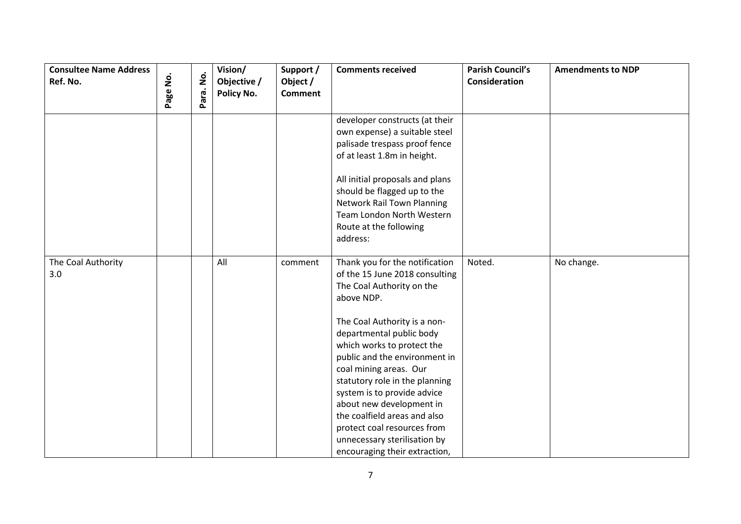| Consultee Name Address Ref. No. | Page No. | Para. No. | Vision/ Objective / Policy No. | Support / Object / Comment | Comments received | Parish Council's Consideration | Amendments to NDP |
|---|---|---|---|---|---|---|---|
| | | | | | developer constructs (at their own expense) a suitable steel palisade trespass proof fence of at least 1.8m in height.<br><br>All initial proposals and plans should be flagged up to the Network Rail Town Planning Team London North Western Route at the following address: | | |
| The Coal Authority 3.0 | | | All | comment | Thank you for the notification of the 15 June 2018 consulting The Coal Authority on the above NDP.<br><br>The Coal Authority is a non-departmental public body which works to protect the public and the environment in coal mining areas. Our statutory role in the planning system is to provide advice about new development in the coalfield areas and also protect coal resources from unnecessary sterilisation by encouraging their extraction, | Noted. | No change. |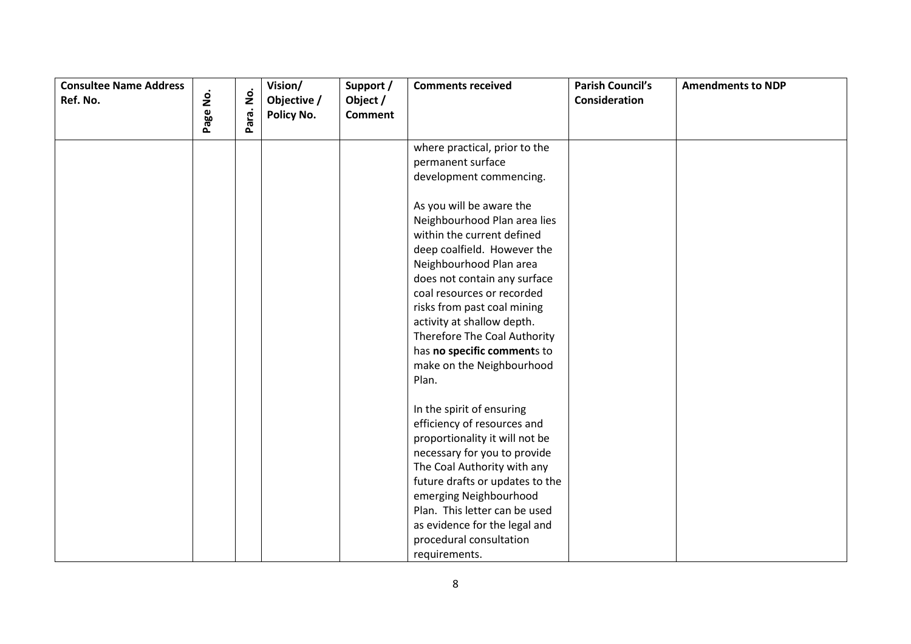| Consultee Name Address Ref. No. | Page No. | Para. No. | Vision/ Objective / Policy No. | Support / Object / Comment | Comments received | Parish Council's Consideration | Amendments to NDP |
|---|---|---|---|---|---|---|---|
| | | | | | where practical, prior to the permanent surface development commencing.<br><br>As you will be aware the Neighbourhood Plan area lies within the current defined deep coalfield. However the Neighbourhood Plan area does not contain any surface coal resources or recorded risks from past coal mining activity at shallow depth. Therefore The Coal Authority has **no specific comment**s to make on the Neighbourhood Plan.<br><br>In the spirit of ensuring efficiency of resources and proportionality it will not be necessary for you to provide The Coal Authority with any future drafts or updates to the emerging Neighbourhood Plan. This letter can be used as evidence for the legal and procedural consultation requirements. | | |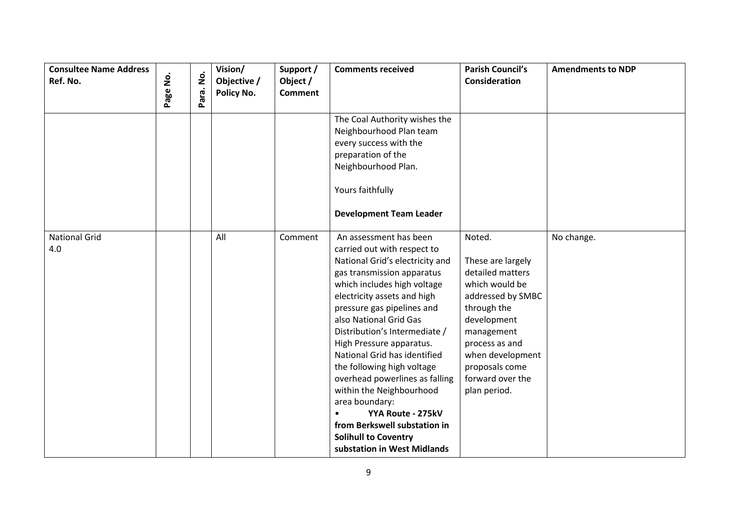| Consultee Name Address Ref. No. | Page No. | Para. No. | Vision/ Objective / Policy No. | Support / Object / Comment | Comments received | Parish Council's Consideration | Amendments to NDP |
|---|---|---|---|---|---|---|---|
| | | | | | The Coal Authority wishes the Neighbourhood Plan team every success with the preparation of the Neighbourhood Plan.<br><br>Yours faithfully<br><br>**Development Team Leader** | | |
| National Grid<br>4.0 | | | All | Comment | An assessment has been carried out with respect to National Grid's electricity and gas transmission apparatus which includes high voltage electricity assets and high pressure gas pipelines and also National Grid Gas Distribution's Intermediate / High Pressure apparatus.<br>National Grid has identified the following high voltage overhead powerlines as falling within the Neighbourhood area boundary:<br>• **YYA Route - 275kV from Berkswell substation in Solihull to Coventry substation in West Midlands** | Noted.<br><br>These are largely detailed matters which would be addressed by SMBC through the development management process as and when development proposals come forward over the plan period. | No change. |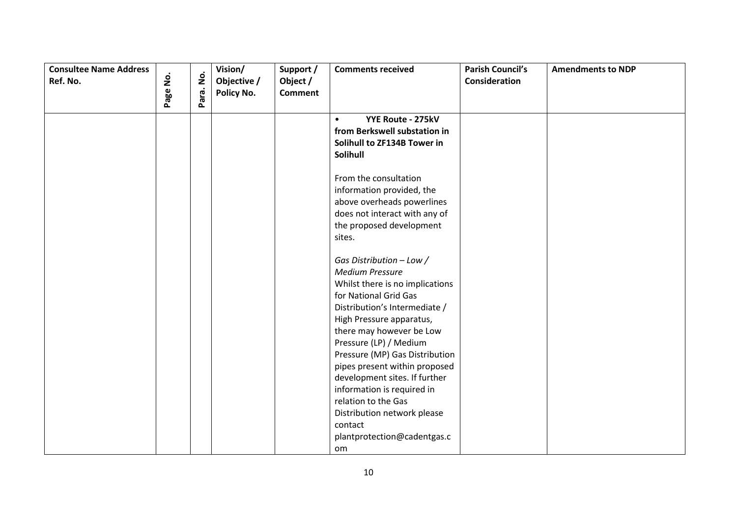| Consultee Name Address Ref. No. | Page No. | Para. No. | Vision/ Objective / Policy No. | Support / Object / Comment | Comments received | Parish Council's Consideration | Amendments to NDP |
|---|---|---|---|---|---|---|---|
| | | | | | • **YYE Route - 275kV from Berkswell substation in Solihull to ZF134B Tower in Solihull**<br><br>From the consultation information provided, the above overheads powerlines does not interact with any of the proposed development sites.<br><br>*Gas Distribution – Low / Medium Pressure*<br>Whilst there is no implications for National Grid Gas Distribution's Intermediate / High Pressure apparatus, there may however be Low Pressure (LP) / Medium Pressure (MP) Gas Distribution pipes present within proposed development sites. If further information is required in relation to the Gas Distribution network please contact plantprotection@cadentgas.com | | |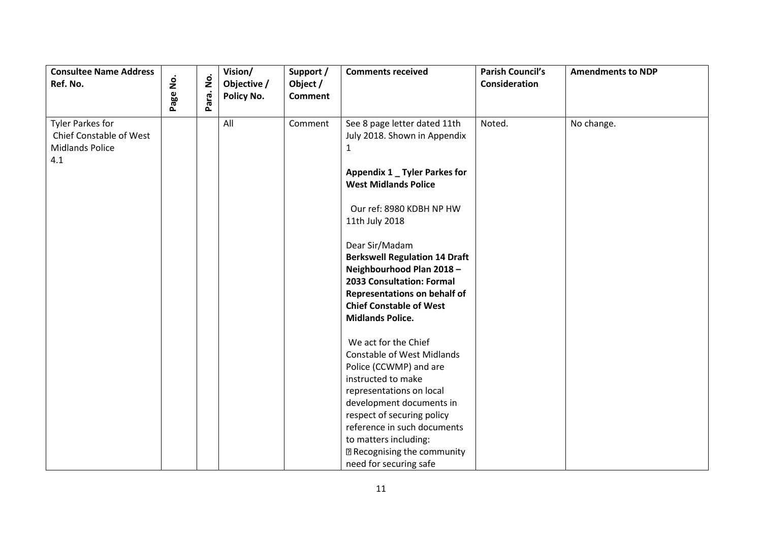| Consultee Name Address Ref. No. | Page No. | Para. No. | Vision/ Objective / Policy No. | Support / Object / Comment | Comments received | Parish Council's Consideration | Amendments to NDP |
|---|---|---|---|---|---|---|---|
| Tyler Parkes for Chief Constable of West Midlands Police 4.1 | | | All | Comment | See 8 page letter dated 11th July 2018. Shown in Appendix 1<br><br>**Appendix 1 _ Tyler Parkes for West Midlands Police**<br><br>Our ref: 8980 KDBH NP HW 11th July 2018<br><br>Dear Sir/Madam<br>**Berkswell Regulation 14 Draft Neighbourhood Plan 2018 – 2033 Consultation: Formal Representations on behalf of Chief Constable of West Midlands Police.**<br><br>We act for the Chief Constable of West Midlands Police (CCWMP) and are instructed to make representations on local development documents in respect of securing policy reference in such documents to matters including:<br>• Recognising the community need for securing safe | Noted. | No change. |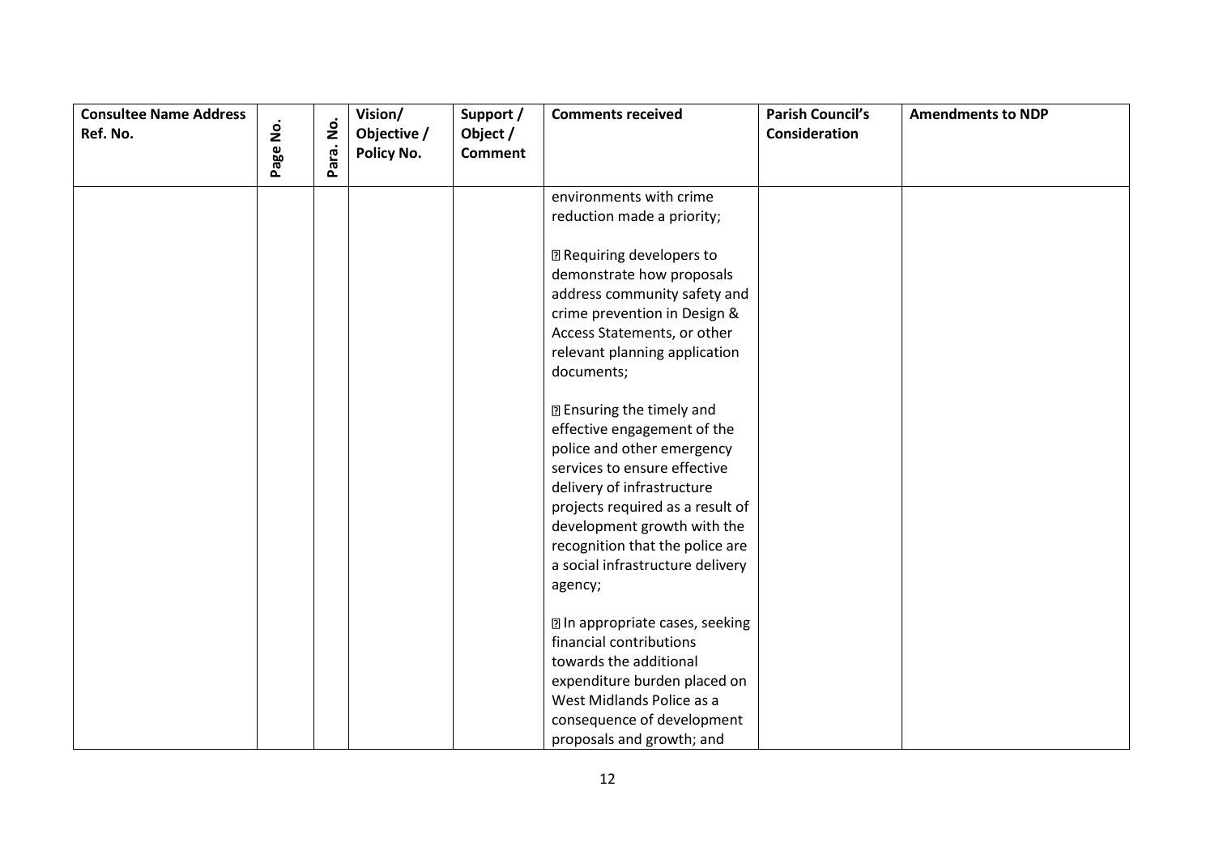| Consultee Name Address Ref. No. | Page No. | Para. No. | Vision/ Objective / Policy No. | Support / Object / Comment | Comments received | Parish Council's Consideration | Amendments to NDP |
|---|---|---|---|---|---|---|---|
| | | | | | environments with crime reduction made a priority;<br><br>▯ Requiring developers to demonstrate how proposals address community safety and crime prevention in Design & Access Statements, or other relevant planning application documents;<br><br>▯ Ensuring the timely and effective engagement of the police and other emergency services to ensure effective delivery of infrastructure projects required as a result of development growth with the recognition that the police are a social infrastructure delivery agency;<br><br>▯ In appropriate cases, seeking financial contributions towards the additional expenditure burden placed on West Midlands Police as a consequence of development proposals and growth; and | | |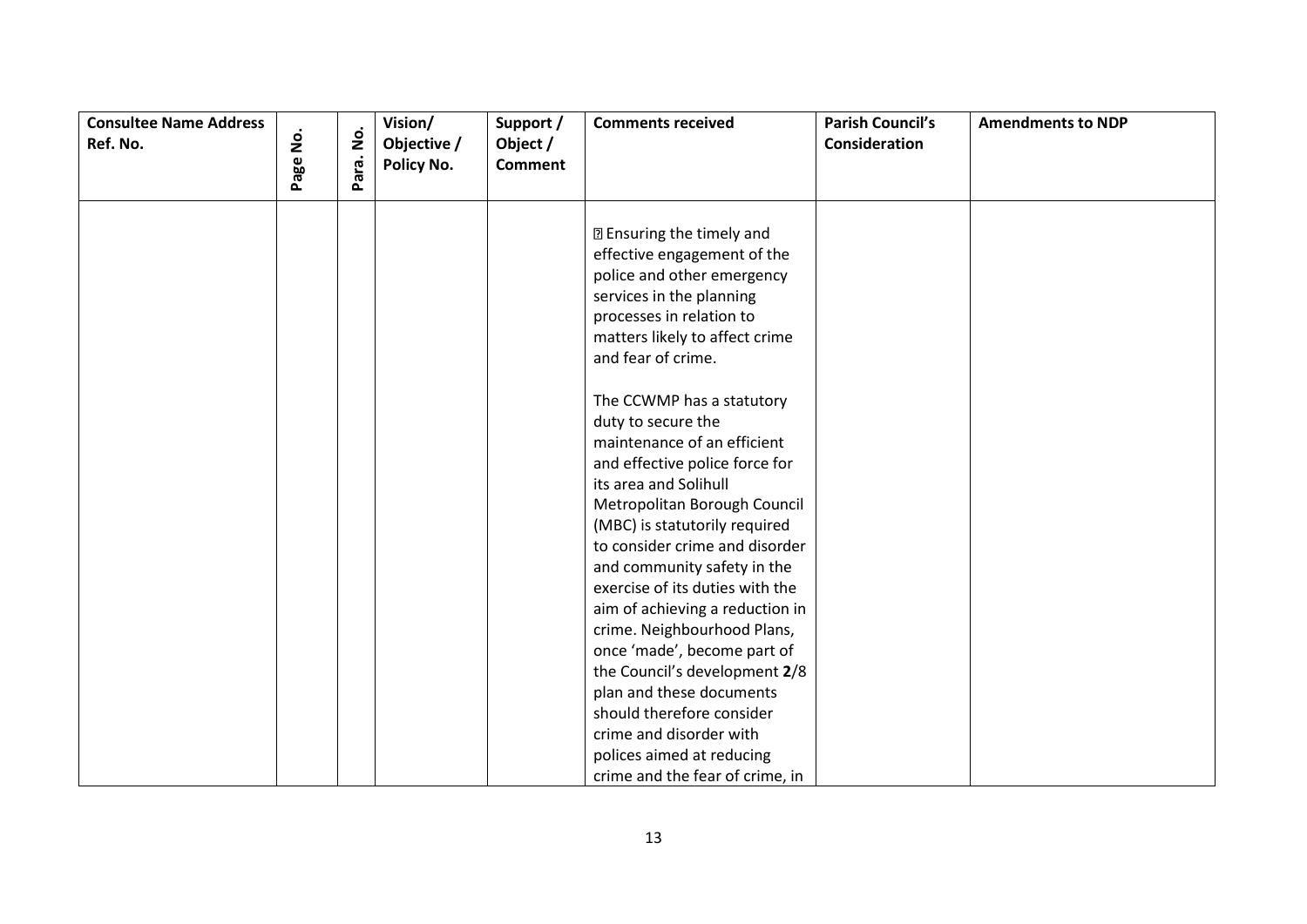| Consultee Name Address Ref. No. | Page No. | Para. No. | Vision/ Objective / Policy No. | Support / Object / Comment | Comments received | Parish Council's Consideration | Amendments to NDP |
|---|---|---|---|---|---|---|---|
| | | | | | ▯ Ensuring the timely and effective engagement of the police and other emergency services in the planning processes in relation to matters likely to affect crime and fear of crime.<br><br>The CCWMP has a statutory duty to secure the maintenance of an efficient and effective police force for its area and Solihull Metropolitan Borough Council (MBC) is statutorily required to consider crime and disorder and community safety in the exercise of its duties with the aim of achieving a reduction in crime. Neighbourhood Plans, once 'made', become part of the Council's development **2**/8 plan and these documents should therefore consider crime and disorder with polices aimed at reducing crime and the fear of crime, in | | |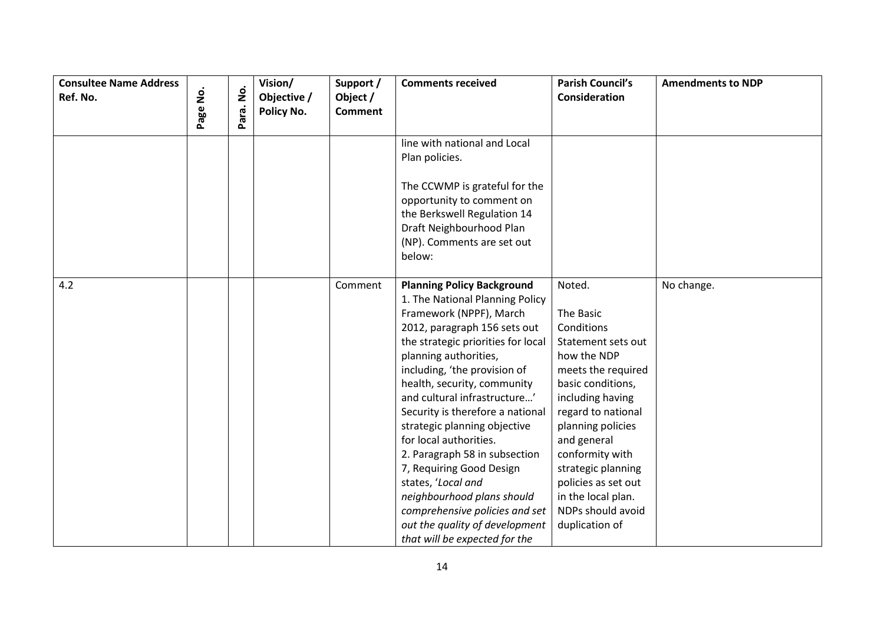| Consultee Name Address Ref. No. | Page No. | Para. No. | Vision/ Objective / Policy No. | Support / Object / Comment | Comments received | Parish Council's Consideration | Amendments to NDP |
|---|---|---|---|---|---|---|---|
| | | | | | line with national and Local Plan policies.<br><br>The CCWMP is grateful for the opportunity to comment on the Berkswell Regulation 14 Draft Neighbourhood Plan (NP). Comments are set out below: | | |
| 4.2 | | | | Comment | **Planning Policy Background**<br>1. The National Planning Policy Framework (NPPF), March 2012, paragraph 156 sets out the strategic priorities for local planning authorities, including, 'the provision of health, security, community and cultural infrastructure…' Security is therefore a national strategic planning objective for local authorities.<br>2. Paragraph 58 in subsection 7, Requiring Good Design states, '*Local and neighbourhood plans should comprehensive policies and set out the quality of development that will be expected for the* | Noted.<br><br>The Basic Conditions Statement sets out how the NDP meets the required basic conditions, including having regard to national planning policies and general conformity with strategic planning policies as set out in the local plan. NDPs should avoid duplication of | No change. |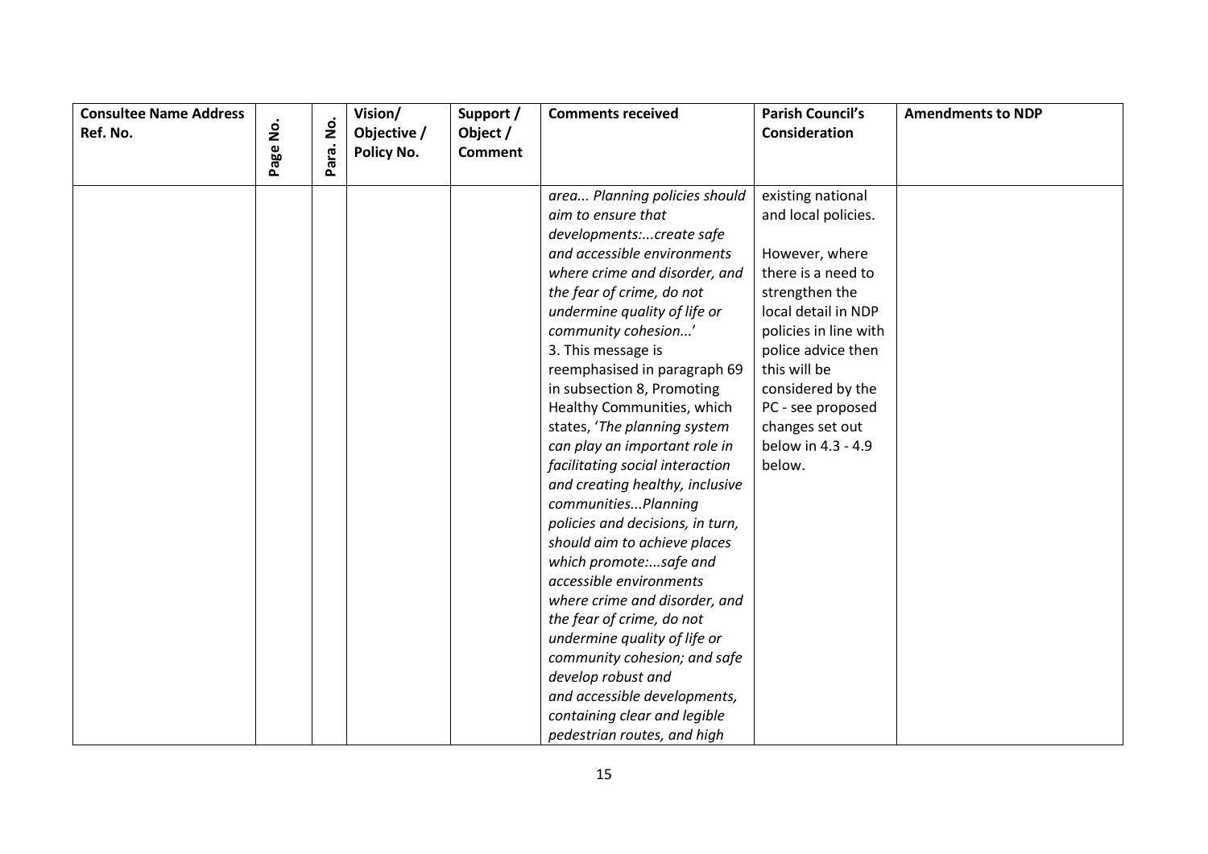| Consultee Name Address Ref. No. | Page No. | Para. No. | Vision/ Objective / Policy No. | Support / Object / Comment | Comments received | Parish Council's Consideration | Amendments to NDP |
|---|---|---|---|---|---|---|---|
| | | | | | *area... Planning policies should aim to ensure that developments:...create safe and accessible environments where crime and disorder, and the fear of crime, do not undermine quality of life or community cohesion...'* 3. This message is reemphasised in paragraph 69 in subsection 8, Promoting Healthy Communities, which states, '*The planning system can play an important role in facilitating social interaction and creating healthy, inclusive communities...Planning policies and decisions, in turn, should aim to achieve places which promote:...safe and accessible environments where crime and disorder, and the fear of crime, do not undermine quality of life or community cohesion; and safe develop robust and and accessible developments, containing clear and legible pedestrian routes, and high* | existing national and local policies. However, where there is a need to strengthen the local detail in NDP policies in line with police advice then this will be considered by the PC - see proposed changes set out below in 4.3 - 4.9 below. | |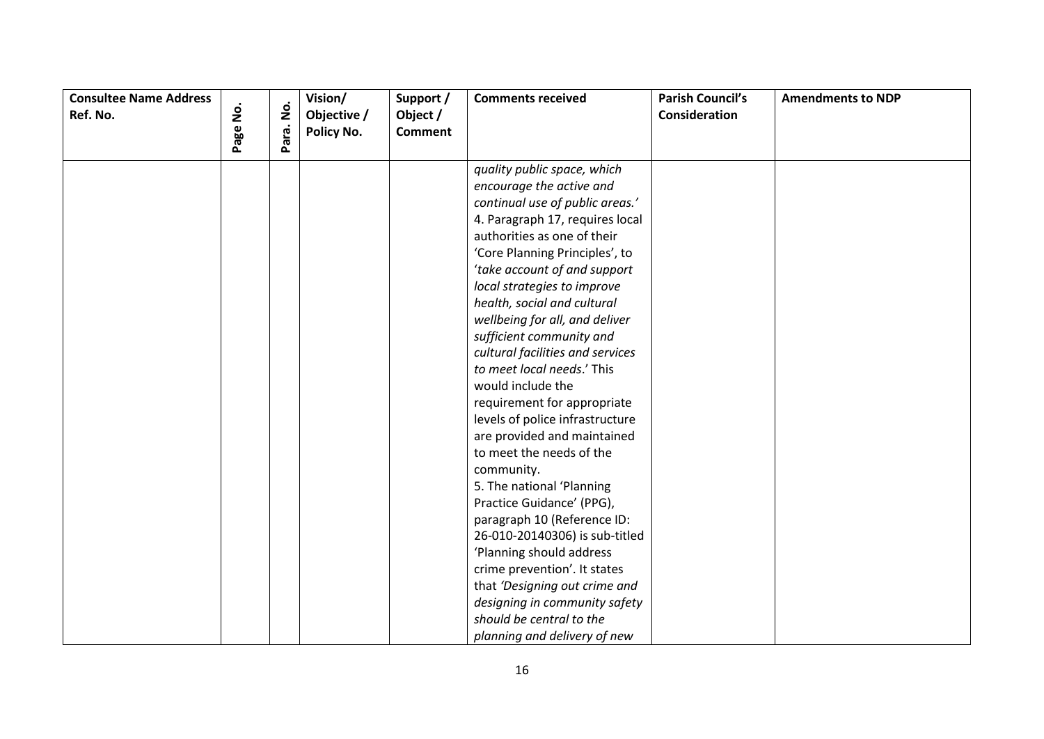| Consultee Name Address Ref. No. | Page No. | Para. No. | Vision/ Objective / Policy No. | Support / Object / Comment | Comments received | Parish Council's Consideration | Amendments to NDP |
|---|---|---|---|---|---|---|---|
| | | | | | *quality public space, which encourage the active and continual use of public areas.'* 4. Paragraph 17, requires local authorities as one of their 'Core Planning Principles', to '*take account of and support local strategies to improve health, social and cultural wellbeing for all, and deliver sufficient community and cultural facilities and services to meet local needs*.' This would include the requirement for appropriate levels of police infrastructure are provided and maintained to meet the needs of the community. 5. The national 'Planning Practice Guidance' (PPG), paragraph 10 (Reference ID: 26-010-20140306) is sub-titled 'Planning should address crime prevention'. It states that *'Designing out crime and designing in community safety should be central to the planning and delivery of new* | | |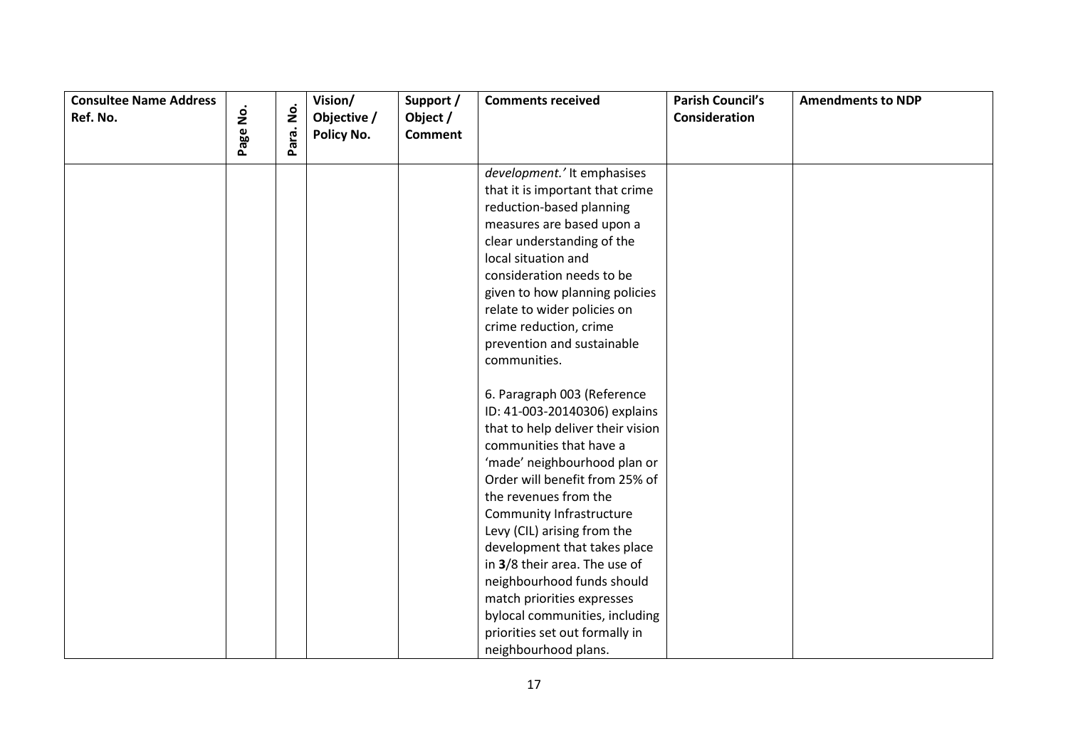| Consultee Name Address Ref. No. | Page No. | Para. No. | Vision/ Objective / Policy No. | Support / Object / Comment | Comments received | Parish Council's Consideration | Amendments to NDP |
|---|---|---|---|---|---|---|---|
| | | | | | *development.'* It emphasises that it is important that crime reduction-based planning measures are based upon a clear understanding of the local situation and consideration needs to be given to how planning policies relate to wider policies on crime reduction, crime prevention and sustainable communities.<br><br>6. Paragraph 003 (Reference ID: 41-003-20140306) explains that to help deliver their vision communities that have a 'made' neighbourhood plan or Order will benefit from 25% of the revenues from the Community Infrastructure Levy (CIL) arising from the development that takes place in **3**/8 their area. The use of neighbourhood funds should match priorities expresses bylocal communities, including priorities set out formally in neighbourhood plans. | | |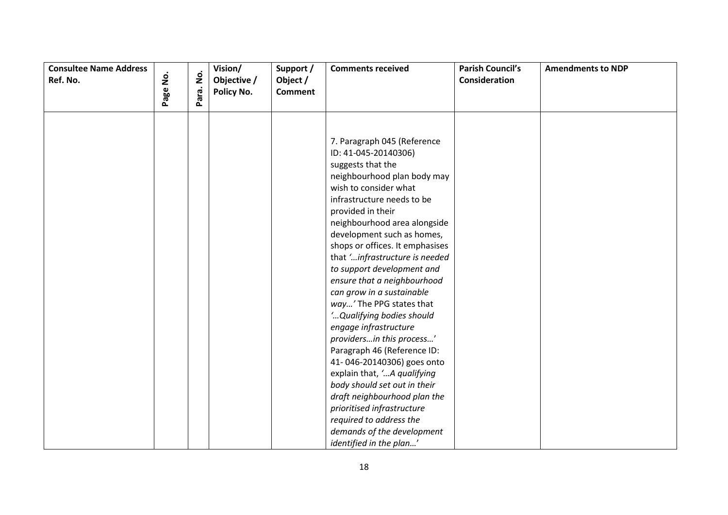| Consultee Name Address Ref. No. | Page No. | Para. No. | Vision/ Objective / Policy No. | Support / Object / Comment | Comments received | Parish Council's Consideration | Amendments to NDP |
|---|---|---|---|---|---|---|---|
| | | | | | 7. Paragraph 045 (Reference ID: 41-045-20140306) suggests that the neighbourhood plan body may wish to consider what infrastructure needs to be provided in their neighbourhood area alongside development such as homes, shops or offices. It emphasises that *'…infrastructure is needed to support development and ensure that a neighbourhood can grow in a sustainable way…'* The PPG states that *'…Qualifying bodies should engage infrastructure providers…in this process…'* Paragraph 46 (Reference ID: 41- 046-20140306) goes onto explain that, *'…A qualifying body should set out in their draft neighbourhood plan the prioritised infrastructure required to address the demands of the development identified in the plan…'* | | |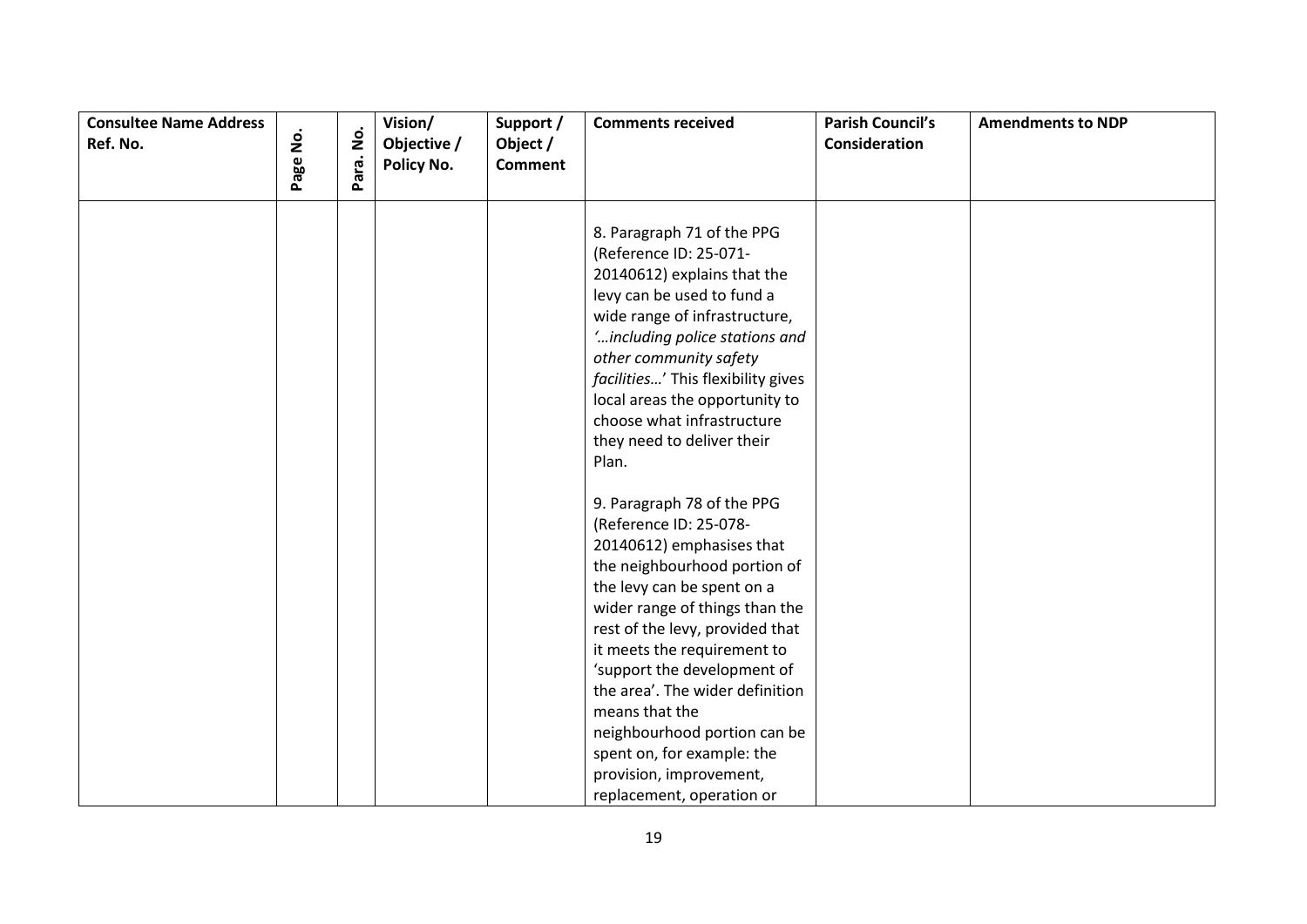| Consultee Name Address Ref. No. | Page No. | Para. No. | Vision/ Objective / Policy No. | Support / Object / Comment | Comments received | Parish Council's Consideration | Amendments to NDP |
|---|---|---|---|---|---|---|---|
| | | | | | 8. Paragraph 71 of the PPG (Reference ID: 25-071-20140612) explains that the levy can be used to fund a wide range of infrastructure, '*…including police stations and other community safety facilities…*' This flexibility gives local areas the opportunity to choose what infrastructure they need to deliver their Plan.<br><br>9. Paragraph 78 of the PPG (Reference ID: 25-078-20140612) emphasises that the neighbourhood portion of the levy can be spent on a wider range of things than the rest of the levy, provided that it meets the requirement to 'support the development of the area'. The wider definition means that the neighbourhood portion can be spent on, for example: the provision, improvement, replacement, operation or | | |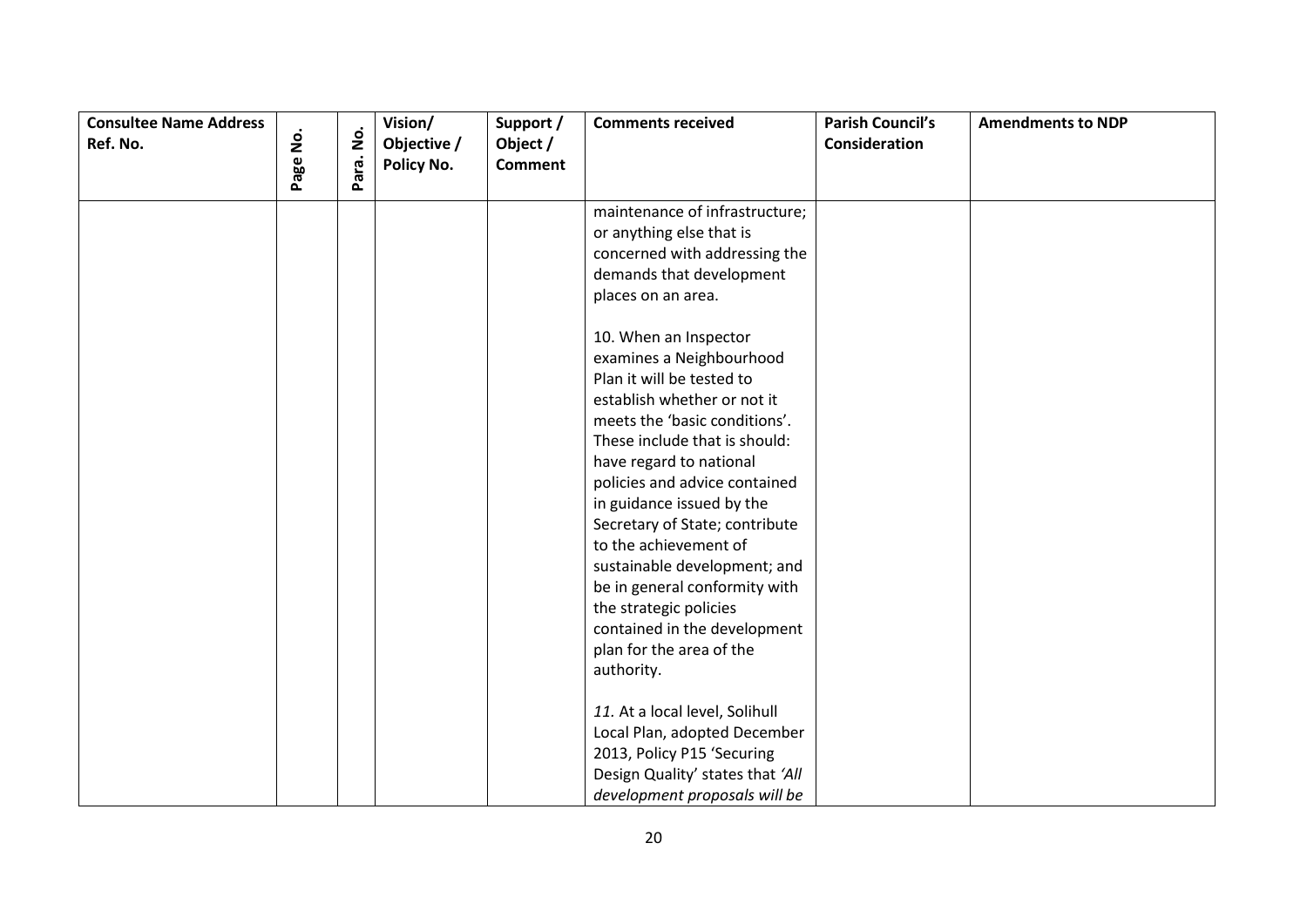| Consultee Name Address Ref. No. | Page No. | Para. No. | Vision/ Objective / Policy No. | Support / Object / Comment | Comments received | Parish Council's Consideration | Amendments to NDP |
|---|---|---|---|---|---|---|---|
| | | | | | maintenance of infrastructure; or anything else that is concerned with addressing the demands that development places on an area.<br><br>10. When an Inspector examines a Neighbourhood Plan it will be tested to establish whether or not it meets the 'basic conditions'. These include that is should: have regard to national policies and advice contained in guidance issued by the Secretary of State; contribute to the achievement of sustainable development; and be in general conformity with the strategic policies contained in the development plan for the area of the authority.<br><br>*11.* At a local level, Solihull Local Plan, adopted December 2013, Policy P15 'Securing Design Quality' states that *'All development proposals will be* | | |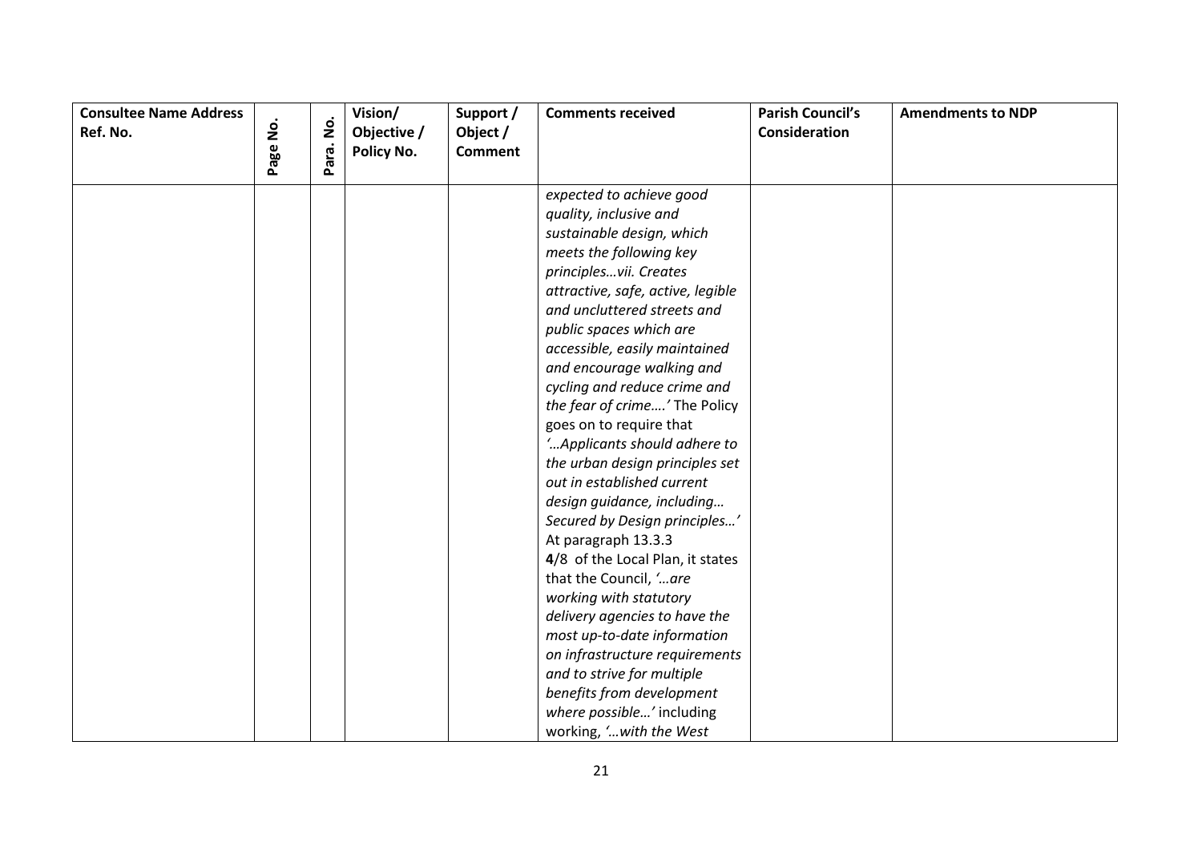| Consultee Name Address Ref. No. | Page No. | Para. No. | Vision/ Objective / Policy No. | Support / Object / Comment | Comments received | Parish Council's Consideration | Amendments to NDP |
|---|---|---|---|---|---|---|---|
| | | | | | *expected to achieve good quality, inclusive and sustainable design, which meets the following key principles…vii. Creates attractive, safe, active, legible and uncluttered streets and public spaces which are accessible, easily maintained and encourage walking and cycling and reduce crime and the fear of crime….'* The Policy goes on to require that *'…Applicants should adhere to the urban design principles set out in established current design guidance, including… Secured by Design principles…'* At paragraph 13.3.3 **4**/8 of the Local Plan, it states that the Council, *'…are working with statutory delivery agencies to have the most up-to-date information on infrastructure requirements and to strive for multiple benefits from development where possible…'* including working, *'…with the West* | | |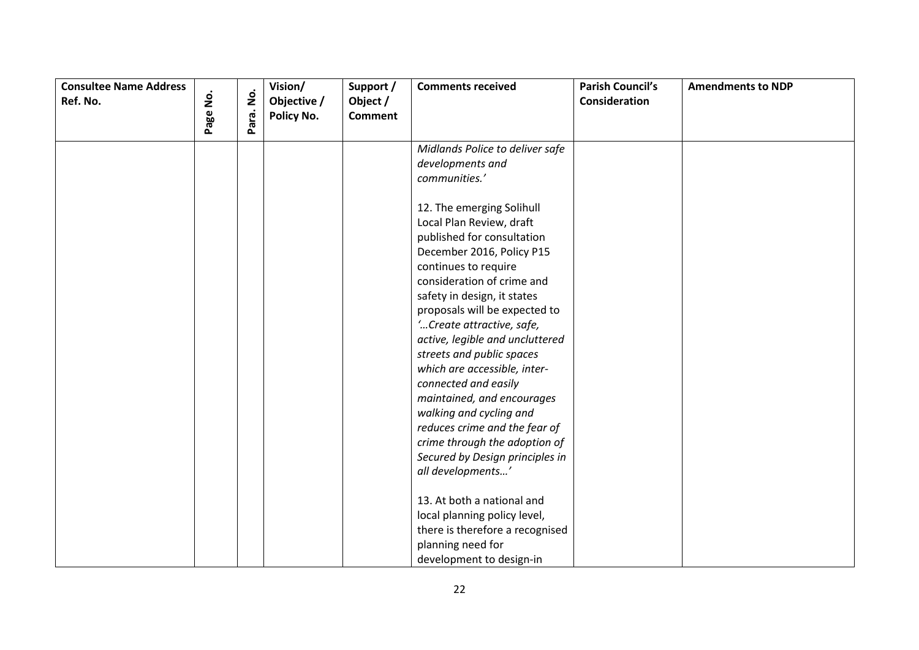| Consultee Name Address Ref. No. | Page No. | Para. No. | Vision/ Objective / Policy No. | Support / Object / Comment | Comments received | Parish Council's Consideration | Amendments to NDP |
|---|---|---|---|---|---|---|---|
| | | | | | *Midlands Police to deliver safe developments and communities.'*<br><br>12. The emerging Solihull Local Plan Review, draft published for consultation December 2016, Policy P15 continues to require consideration of crime and safety in design, it states proposals will be expected to *'…Create attractive, safe, active, legible and uncluttered streets and public spaces which are accessible, inter-connected and easily maintained, and encourages walking and cycling and reduces crime and the fear of crime through the adoption of Secured by Design principles in all developments…'*<br><br>13. At both a national and local planning policy level, there is therefore a recognised planning need for development to design-in | | |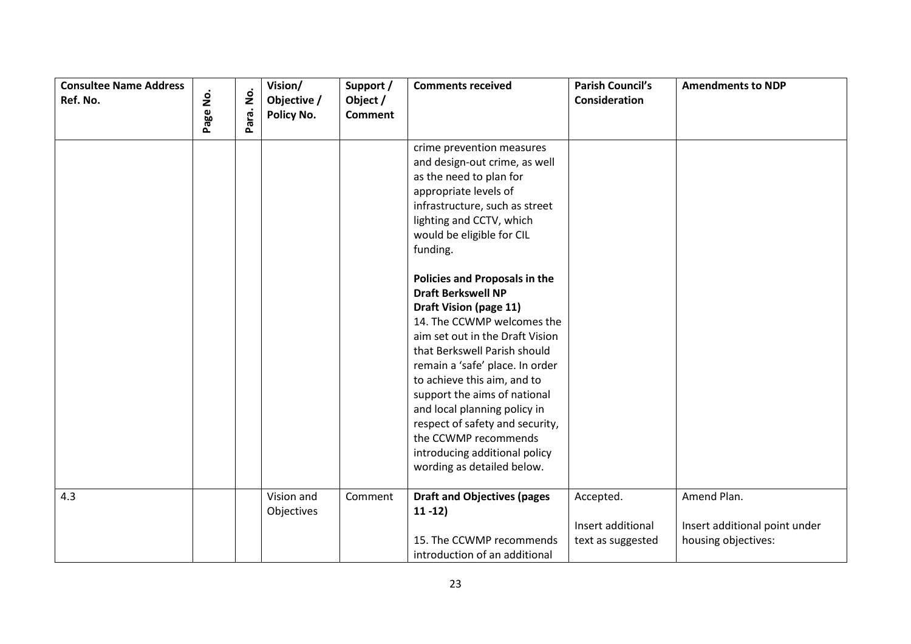| Consultee Name Address Ref. No. | Page No. | Para. No. | Vision/ Objective / Policy No. | Support / Object / Comment | Comments received | Parish Council's Consideration | Amendments to NDP |
|---|---|---|---|---|---|---|---|
| | | | | | crime prevention measures and design-out crime, as well as the need to plan for appropriate levels of infrastructure, such as street lighting and CCTV, which would be eligible for CIL funding.<br><br>**Policies and Proposals in the Draft Berkswell NP**<br>**Draft Vision (page 11)**<br>14. The CCWMP welcomes the aim set out in the Draft Vision that Berkswell Parish should remain a 'safe' place. In order to achieve this aim, and to support the aims of national and local planning policy in respect of safety and security, the CCWMP recommends introducing additional policy wording as detailed below. | | |
| 4.3 | | | Vision and Objectives | Comment | **Draft and Objectives (pages 11 -12)**<br><br>15. The CCWMP recommends introduction of an additional | Accepted.<br><br>Insert additional text as suggested | Amend Plan.<br><br>Insert additional point under housing objectives: |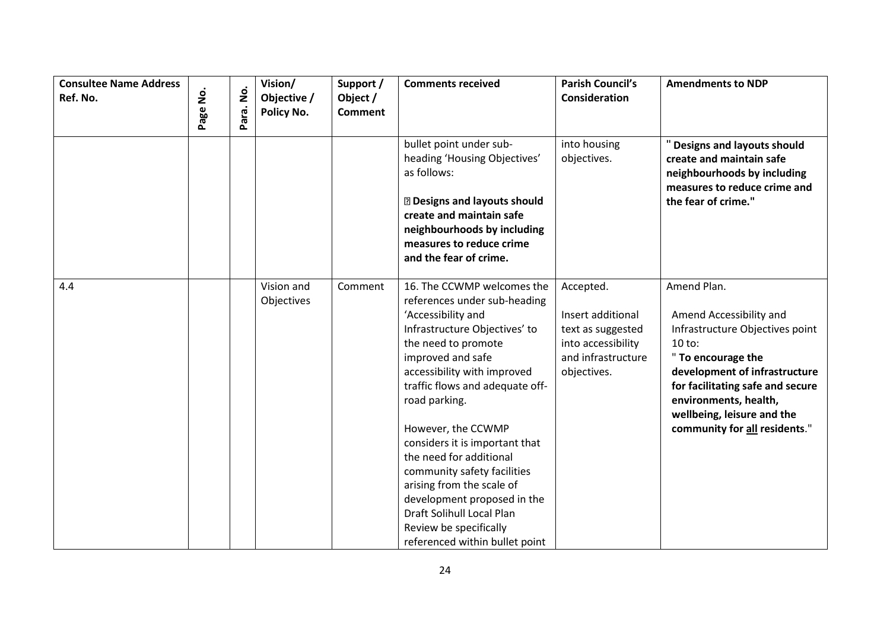| Consultee Name Address Ref. No. | Page No. | Para. No. | Vision/ Objective / Policy No. | Support / Object / Comment | Comments received | Parish Council's Consideration | Amendments to NDP |
|---|---|---|---|---|---|---|---|
| | | | | | bullet point under sub-heading 'Housing Objectives' as follows:<br><br>▯ **Designs and layouts should create and maintain safe neighbourhoods by including measures to reduce crime and the fear of crime.** | into housing objectives. | **" Designs and layouts should create and maintain safe neighbourhoods by including measures to reduce crime and the fear of crime."** |
| 4.4 | | | Vision and Objectives | Comment | 16. The CCWMP welcomes the references under sub-heading 'Accessibility and Infrastructure Objectives' to the need to promote improved and safe accessibility with improved traffic flows and adequate off-road parking.<br><br>However, the CCWMP considers it is important that the need for additional community safety facilities arising from the scale of development proposed in the Draft Solihull Local Plan Review be specifically referenced within bullet point | Accepted.<br><br>Insert additional text as suggested into accessibility and infrastructure objectives. | Amend Plan.<br><br>Amend Accessibility and Infrastructure Objectives point 10 to:<br>" **To encourage the development of infrastructure for facilitating safe and secure environments, health, wellbeing, leisure and the community for <u>all</u> residents**." |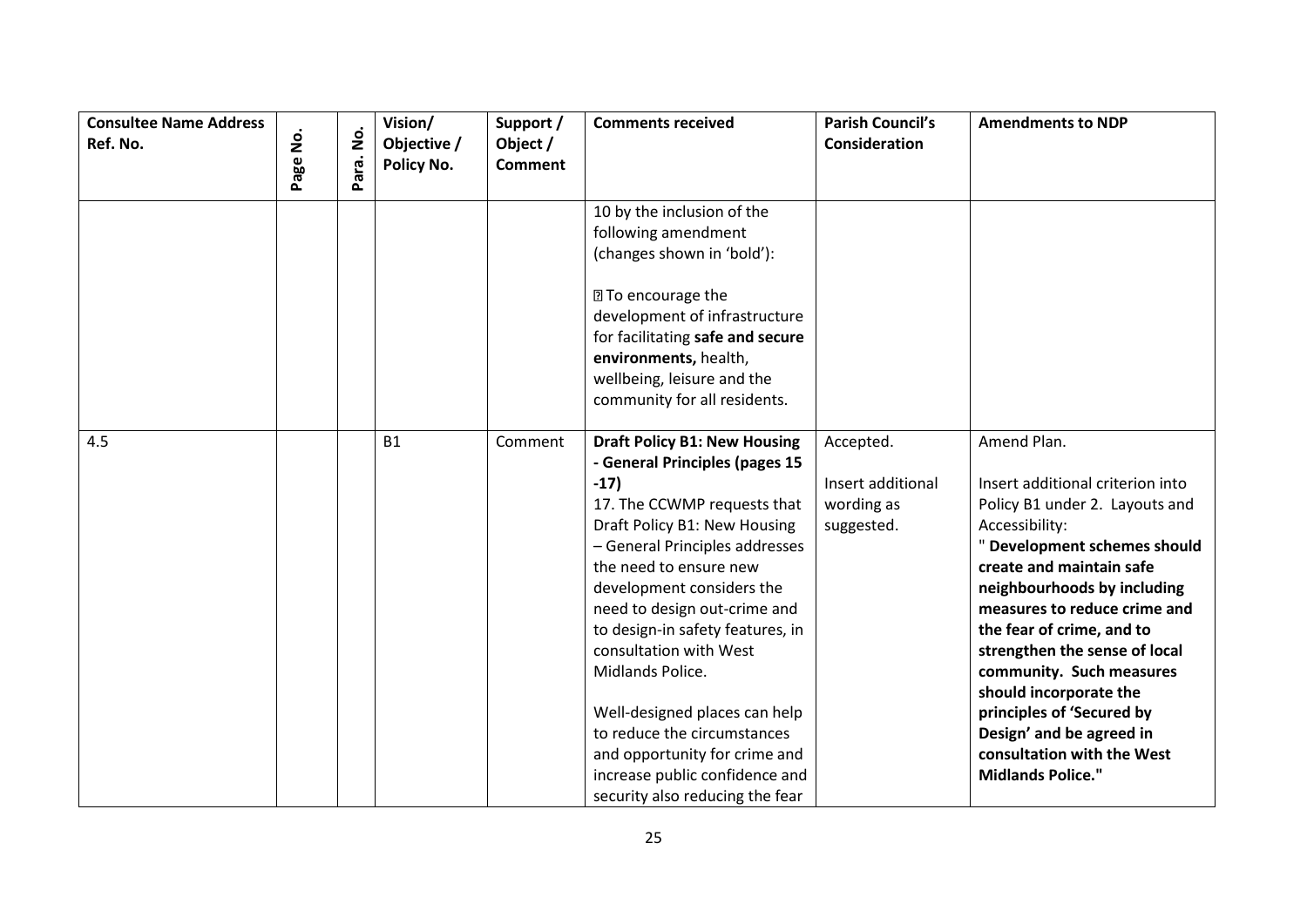| Consultee Name Address Ref. No. | Page No. | Para. No. | Vision/ Objective / Policy No. | Support / Object / Comment | Comments received | Parish Council's Consideration | Amendments to NDP |
|---|---|---|---|---|---|---|---|
| | | | | | 10 by the inclusion of the following amendment (changes shown in 'bold'):<br><br> To encourage the development of infrastructure for facilitating **safe and secure environments,** health, wellbeing, leisure and the community for all residents. | | |
| 4.5 | | | B1 | Comment | **Draft Policy B1: New Housing - General Principles (pages 15 -17)**<br>17. The CCWMP requests that Draft Policy B1: New Housing – General Principles addresses the need to ensure new development considers the need to design out-crime and to design-in safety features, in consultation with West Midlands Police.<br><br>Well-designed places can help to reduce the circumstances and opportunity for crime and increase public confidence and security also reducing the fear | Accepted.<br><br>Insert additional wording as suggested. | Amend Plan.<br><br>Insert additional criterion into Policy B1 under 2. Layouts and Accessibility:<br>" **Development schemes should create and maintain safe neighbourhoods by including measures to reduce crime and the fear of crime, and to strengthen the sense of local community. Such measures should incorporate the principles of 'Secured by Design' and be agreed in consultation with the West Midlands Police."** |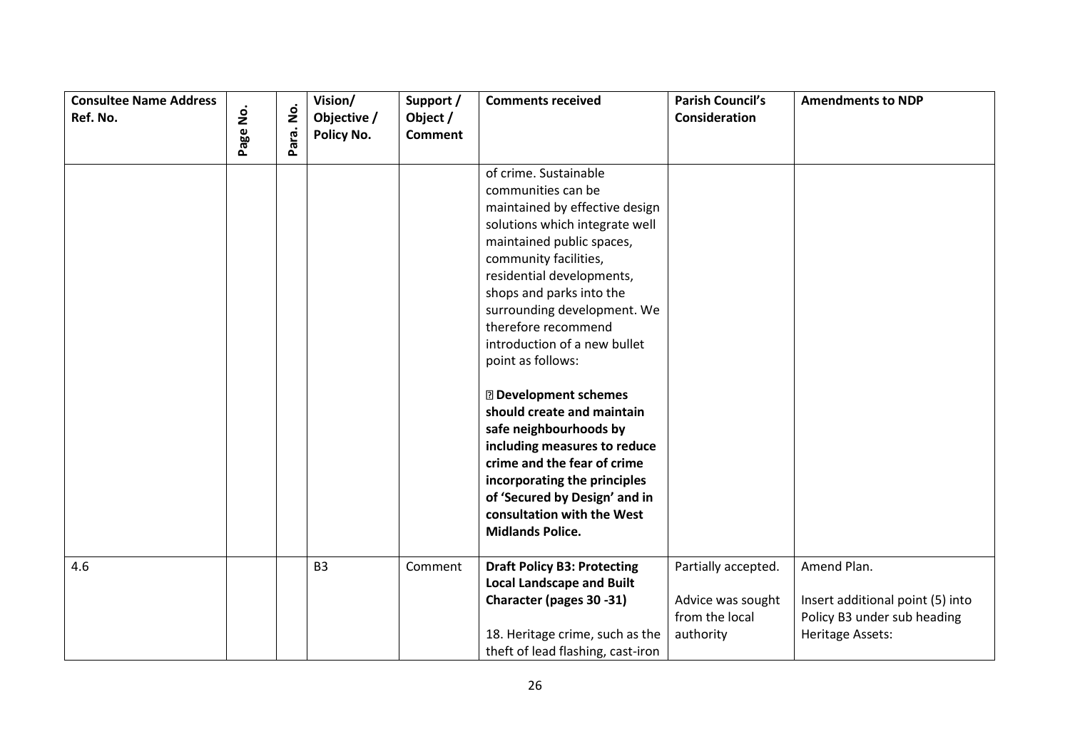| Consultee Name Address Ref. No. | Page No. | Para. No. | Vision/ Objective / Policy No. | Support / Object / Comment | Comments received | Parish Council's Consideration | Amendments to NDP |
|---|---|---|---|---|---|---|---|
| | | | | | of crime. Sustainable communities can be maintained by effective design solutions which integrate well maintained public spaces, community facilities, residential developments, shops and parks into the surrounding development. We therefore recommend introduction of a new bullet point as follows:<br><br>**Development schemes should create and maintain safe neighbourhoods by including measures to reduce crime and the fear of crime incorporating the principles of 'Secured by Design' and in consultation with the West Midlands Police.** | | |
| 4.6 | | | B3 | Comment | **Draft Policy B3: Protecting Local Landscape and Built Character (pages 30 -31)**<br><br>18. Heritage crime, such as the theft of lead flashing, cast-iron | Partially accepted.<br><br>Advice was sought from the local authority | Amend Plan.<br><br>Insert additional point (5) into Policy B3 under sub heading Heritage Assets: |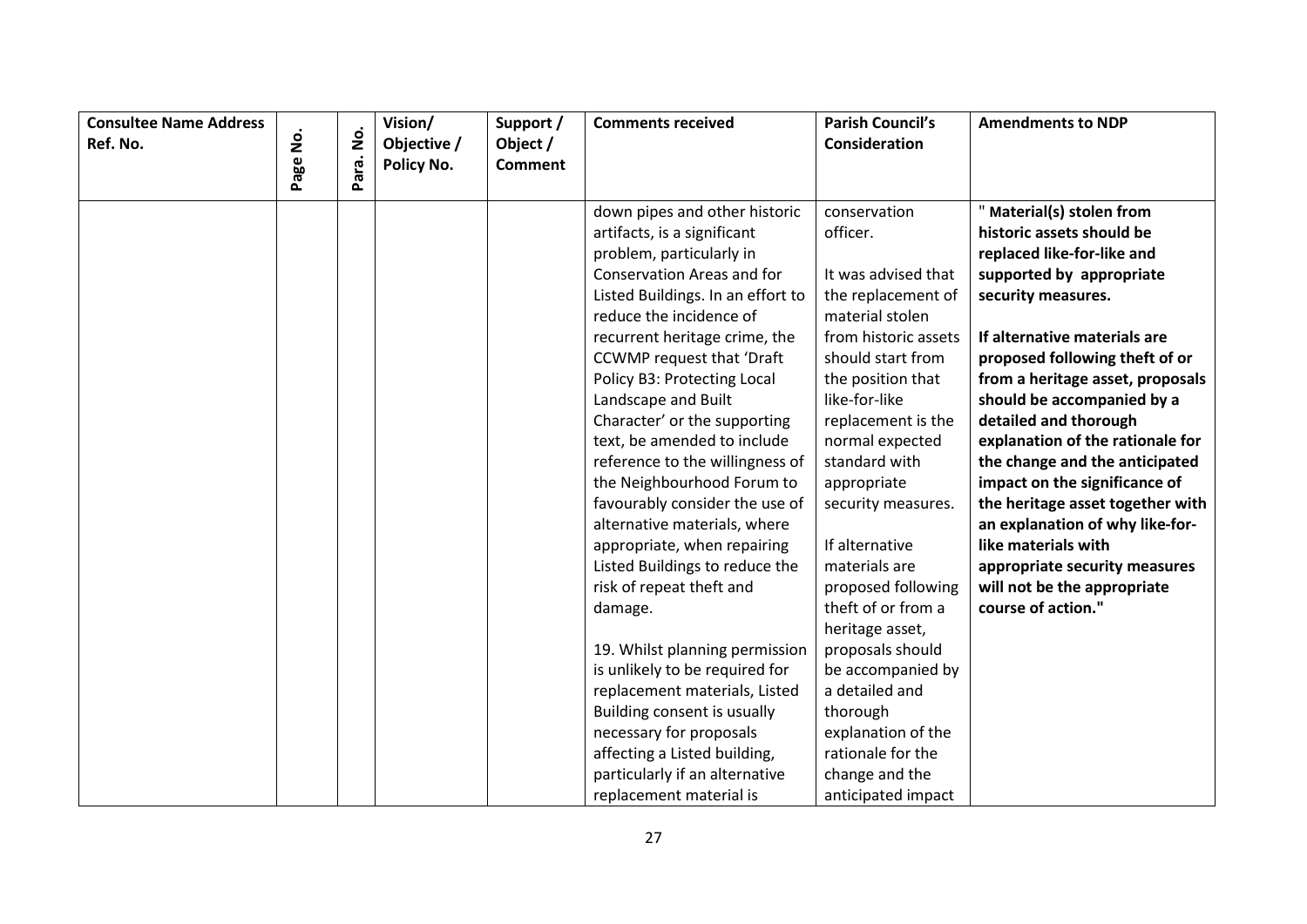| Consultee Name Address Ref. No. | Page No. | Para. No. | Vision/ Objective / Policy No. | Support / Object / Comment | Comments received | Parish Council's Consideration | Amendments to NDP |
|---|---|---|---|---|---|---|---|
| | | | | | down pipes and other historic artifacts, is a significant problem, particularly in Conservation Areas and for Listed Buildings. In an effort to reduce the incidence of recurrent heritage crime, the CCWMP request that 'Draft Policy B3: Protecting Local Landscape and Built Character' or the supporting text, be amended to include reference to the willingness of the Neighbourhood Forum to favourably consider the use of alternative materials, where appropriate, when repairing Listed Buildings to reduce the risk of repeat theft and damage.<br><br>19. Whilst planning permission is unlikely to be required for replacement materials, Listed Building consent is usually necessary for proposals affecting a Listed building, particularly if an alternative replacement material is | conservation officer.<br><br>It was advised that the replacement of material stolen from historic assets should start from the position that like-for-like replacement is the normal expected standard with appropriate security measures.<br><br>If alternative materials are proposed following theft of or from a heritage asset, proposals should be accompanied by a detailed and thorough explanation of the rationale for the change and the anticipated impact | **" Material(s) stolen from historic assets should be replaced like-for-like and supported by appropriate security measures.**<br><br>**If alternative materials are proposed following theft of or from a heritage asset, proposals should be accompanied by a detailed and thorough explanation of the rationale for the change and the anticipated impact on the significance of the heritage asset together with an explanation of why like-for-like materials with appropriate security measures will not be the appropriate course of action."** |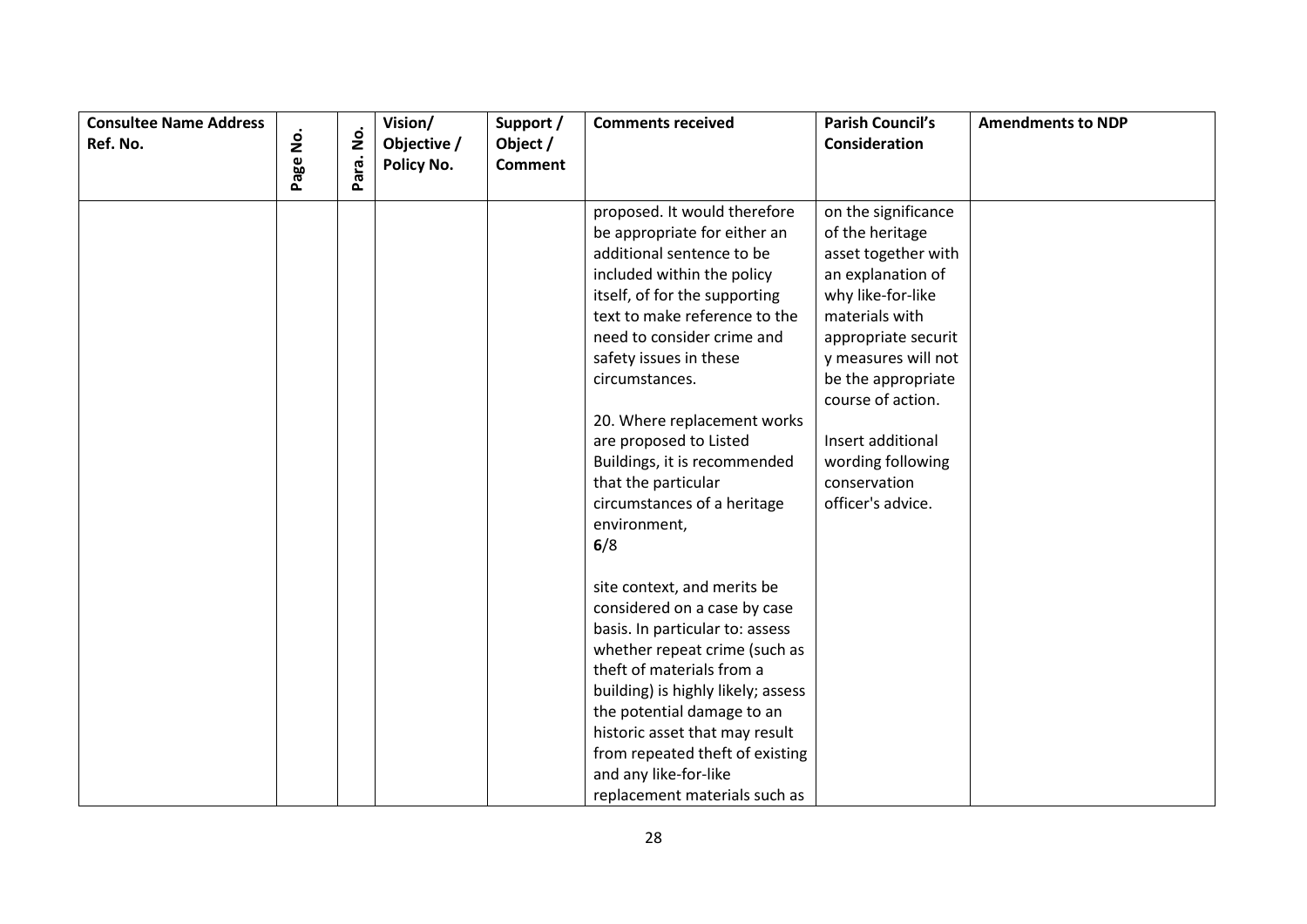| Consultee Name Address Ref. No. | Page No. | Para. No. | Vision/ Objective / Policy No. | Support / Object / Comment | Comments received | Parish Council's Consideration | Amendments to NDP |
|---|---|---|---|---|---|---|---|
| | | | | | proposed. It would therefore be appropriate for either an additional sentence to be included within the policy itself, of for the supporting text to make reference to the need to consider crime and safety issues in these circumstances.<br><br>20. Where replacement works are proposed to Listed Buildings, it is recommended that the particular circumstances of a heritage environment,<br>**6**/8<br><br>site context, and merits be considered on a case by case basis. In particular to: assess whether repeat crime (such as theft of materials from a building) is highly likely; assess the potential damage to an historic asset that may result from repeated theft of existing and any like-for-like replacement materials such as | on the significance of the heritage asset together with an explanation of why like-for-like materials with appropriate securit y measures will not be the appropriate course of action.<br><br>Insert additional wording following conservation officer's advice. | |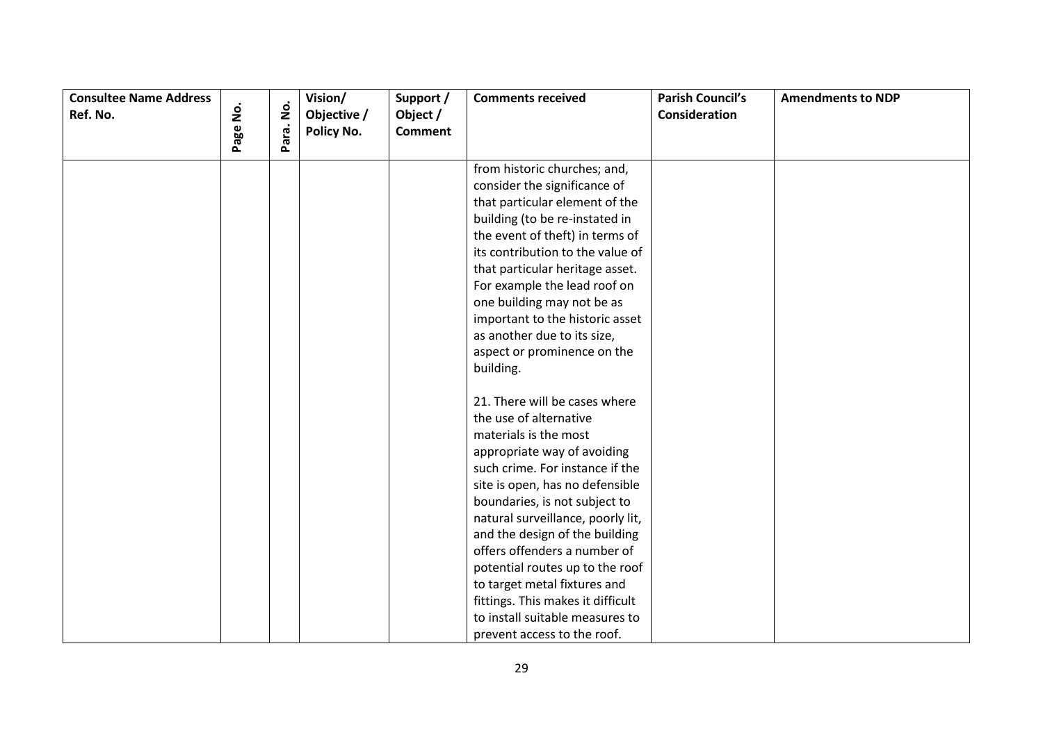| Consultee Name Address Ref. No. | Page No. | Para. No. | Vision/ Objective / Policy No. | Support / Object / Comment | Comments received | Parish Council's Consideration | Amendments to NDP |
|---|---|---|---|---|---|---|---|
| | | | | | from historic churches; and, consider the significance of that particular element of the building (to be re-instated in the event of theft) in terms of its contribution to the value of that particular heritage asset. For example the lead roof on one building may not be as important to the historic asset as another due to its size, aspect or prominence on the building.<br><br>21. There will be cases where the use of alternative materials is the most appropriate way of avoiding such crime. For instance if the site is open, has no defensible boundaries, is not subject to natural surveillance, poorly lit, and the design of the building offers offenders a number of potential routes up to the roof to target metal fixtures and fittings. This makes it difficult to install suitable measures to prevent access to the roof. | | |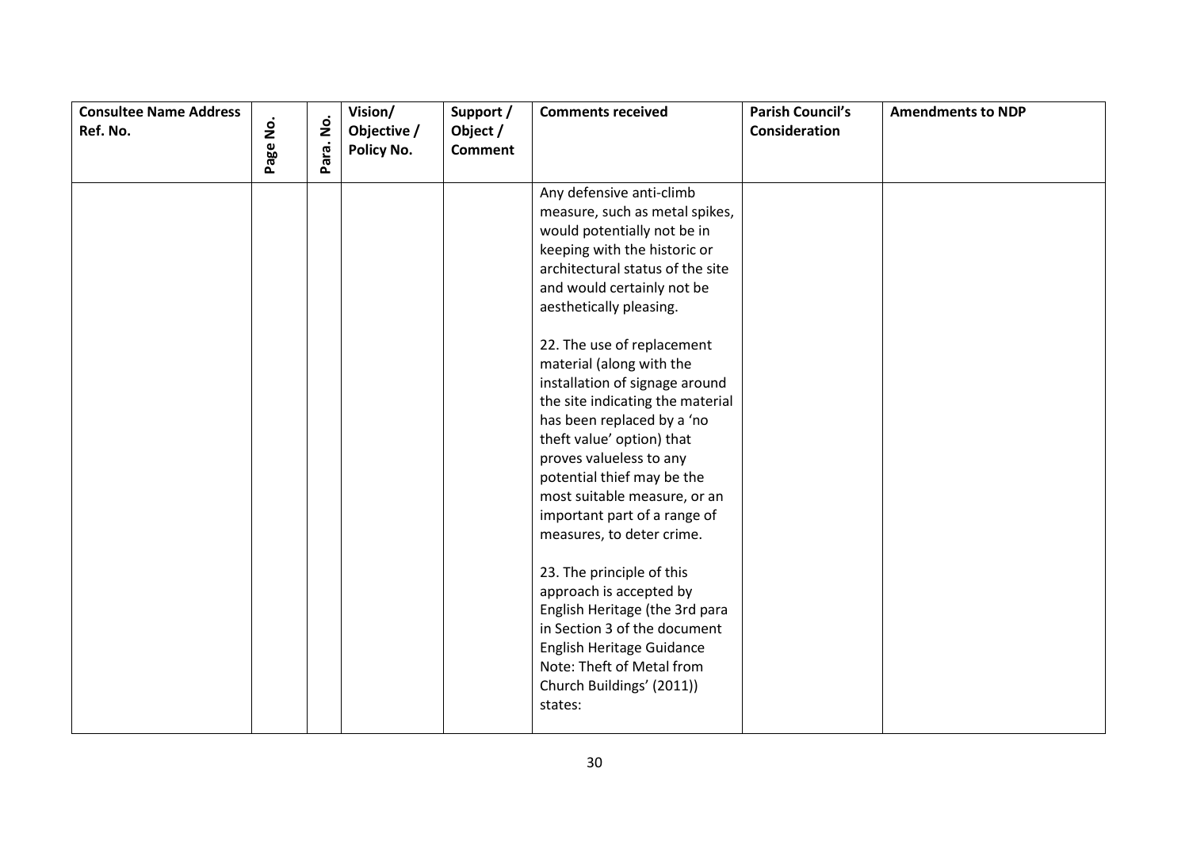| Consultee Name Address Ref. No. | Page No. | Para. No. | Vision/ Objective / Policy No. | Support / Object / Comment | Comments received | Parish Council's Consideration | Amendments to NDP |
|---|---|---|---|---|---|---|---|
| | | | | | Any defensive anti-climb measure, such as metal spikes, would potentially not be in keeping with the historic or architectural status of the site and would certainly not be aesthetically pleasing.<br><br>22. The use of replacement material (along with the installation of signage around the site indicating the material has been replaced by a 'no theft value' option) that proves valueless to any potential thief may be the most suitable measure, or an important part of a range of measures, to deter crime.<br><br>23. The principle of this approach is accepted by English Heritage (the 3rd para in Section 3 of the document English Heritage Guidance Note: Theft of Metal from Church Buildings' (2011)) states: | | |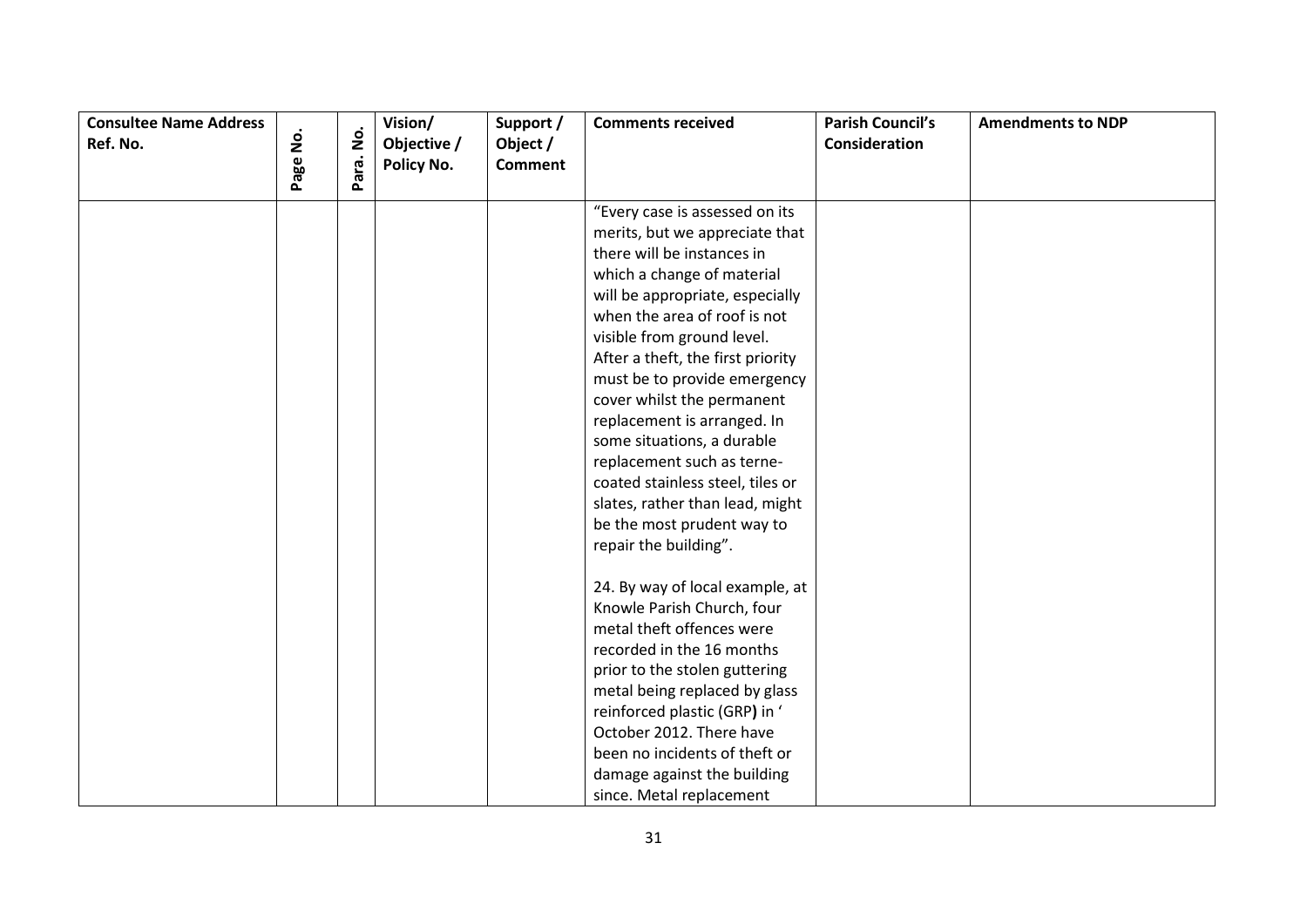| Consultee Name Address Ref. No. | Page No. | Para. No. | Vision/ Objective / Policy No. | Support / Object / Comment | Comments received | Parish Council's Consideration | Amendments to NDP |
|---|---|---|---|---|---|---|---|
| | | | | | "Every case is assessed on its merits, but we appreciate that there will be instances in which a change of material will be appropriate, especially when the area of roof is not visible from ground level. After a theft, the first priority must be to provide emergency cover whilst the permanent replacement is arranged. In some situations, a durable replacement such as terne-coated stainless steel, tiles or slates, rather than lead, might be the most prudent way to repair the building".<br><br>24. By way of local example, at Knowle Parish Church, four metal theft offences were recorded in the 16 months prior to the stolen guttering metal being replaced by glass reinforced plastic (GRP) in ' October 2012. There have been no incidents of theft or damage against the building since. Metal replacement | | |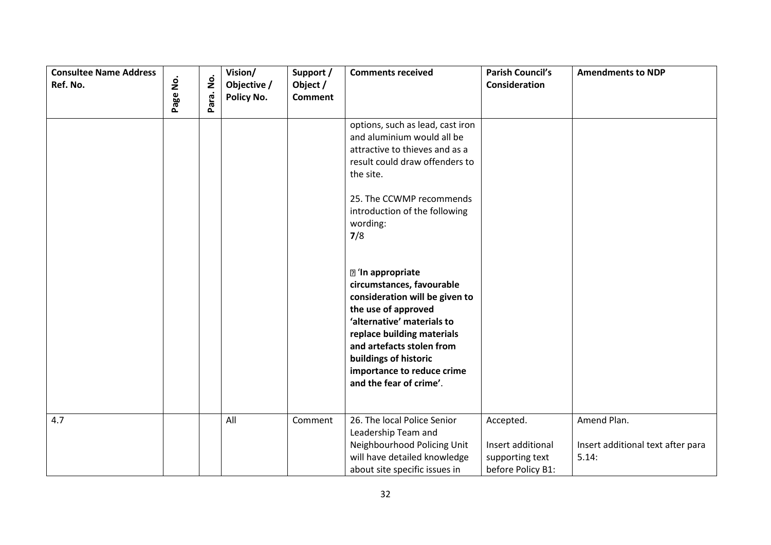| Consultee Name Address Ref. No. | Page No. | Para. No. | Vision/ Objective / Policy No. | Support / Object / Comment | Comments received | Parish Council's Consideration | Amendments to NDP |
|---|---|---|---|---|---|---|---|
| | | | | | options, such as lead, cast iron and aluminium would all be attractive to thieves and as a result could draw offenders to the site.<br><br>25. The CCWMP recommends introduction of the following wording:<br>**7**/8<br><br> **'In appropriate circumstances, favourable consideration will be given to the use of approved 'alternative' materials to replace building materials and artefacts stolen from buildings of historic importance to reduce crime and the fear of crime'**. | | |
| 4.7 | | | All | Comment | 26. The local Police Senior Leadership Team and Neighbourhood Policing Unit will have detailed knowledge about site specific issues in | Accepted.<br><br>Insert additional supporting text before Policy B1: | Amend Plan.<br><br>Insert additional text after para 5.14: |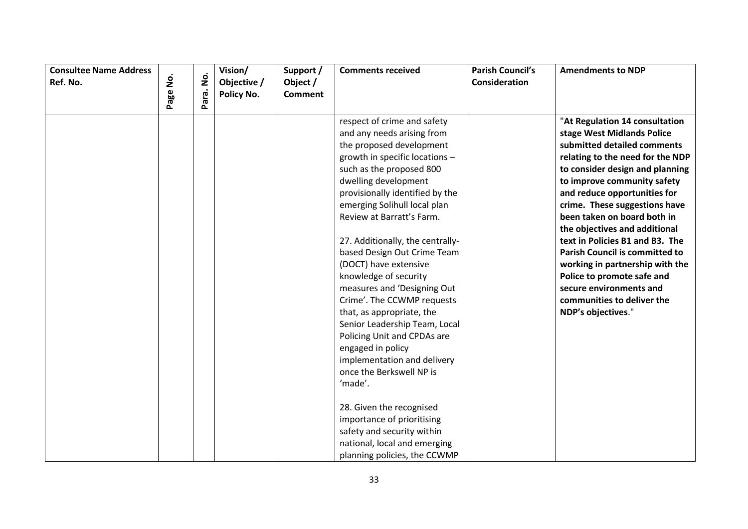| Consultee Name Address Ref. No. | Page No. | Para. No. | Vision/ Objective / Policy No. | Support / Object / Comment | Comments received | Parish Council's Consideration | Amendments to NDP |
|---|---|---|---|---|---|---|---|
| | | | | | respect of crime and safety and any needs arising from the proposed development growth in specific locations – such as the proposed 800 dwelling development provisionally identified by the emerging Solihull local plan Review at Barratt's Farm.<br><br>27. Additionally, the centrally-based Design Out Crime Team (DOCT) have extensive knowledge of security measures and 'Designing Out Crime'. The CCWMP requests that, as appropriate, the Senior Leadership Team, Local Policing Unit and CPDAs are engaged in policy implementation and delivery once the Berkswell NP is 'made'.<br><br>28. Given the recognised importance of prioritising safety and security within national, local and emerging planning policies, the CCWMP | | "**At Regulation 14 consultation stage West Midlands Police submitted detailed comments relating to the need for the NDP to consider design and planning to improve community safety and reduce opportunities for crime. These suggestions have been taken on board both in the objectives and additional text in Policies B1 and B3. The Parish Council is committed to working in partnership with the Police to promote safe and secure environments and communities to deliver the NDP's objectives**." |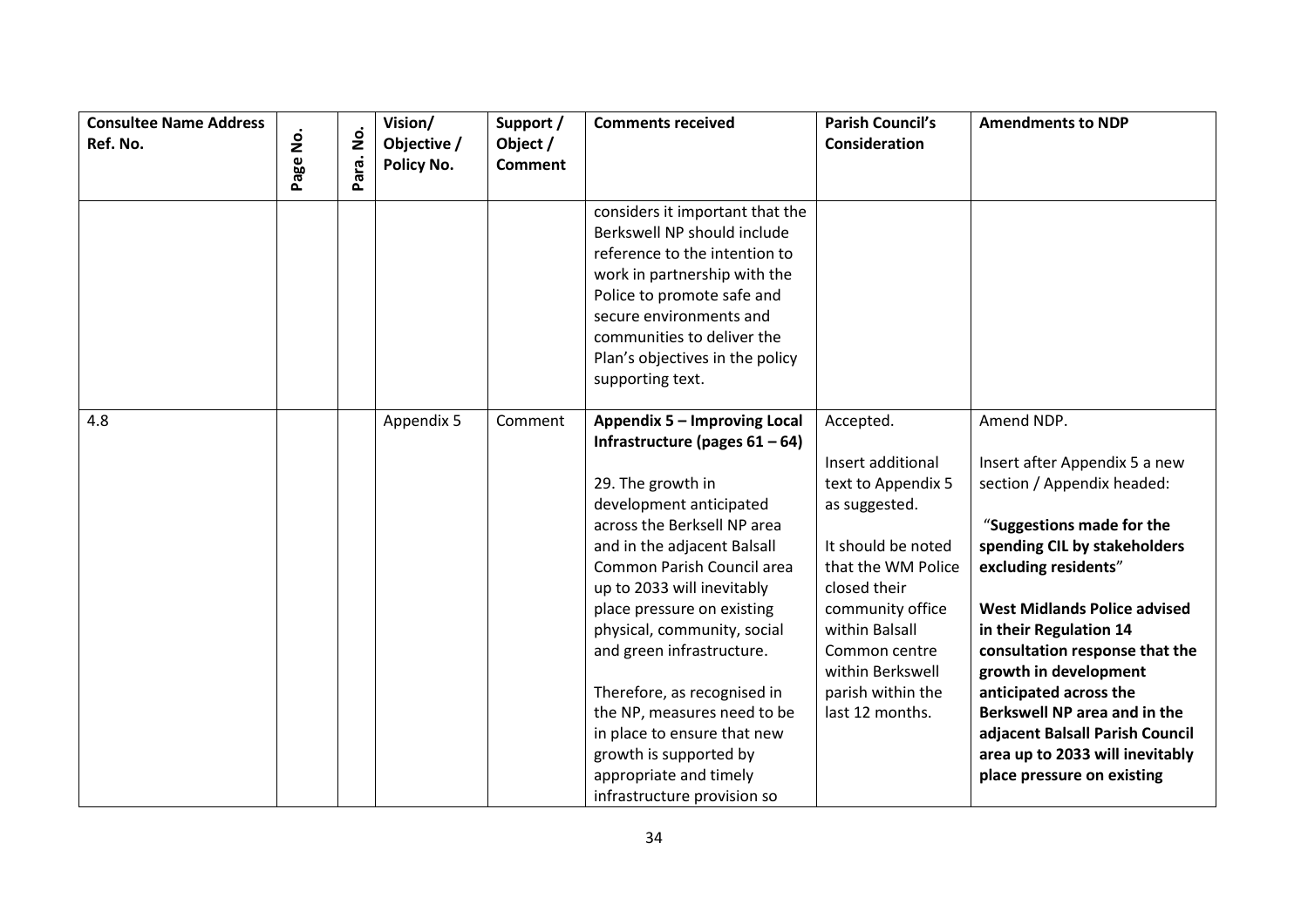| Consultee Name Address Ref. No. | Page No. | Para. No. | Vision/ Objective / Policy No. | Support / Object / Comment | Comments received | Parish Council's Consideration | Amendments to NDP |
|---|---|---|---|---|---|---|---|
| | | | | | considers it important that the Berkswell NP should include reference to the intention to work in partnership with the Police to promote safe and secure environments and communities to deliver the Plan's objectives in the policy supporting text. | | |
| 4.8 | | | Appendix 5 | Comment | **Appendix 5 – Improving Local Infrastructure (pages 61 – 64)**<br><br>29. The growth in development anticipated across the Berksell NP area and in the adjacent Balsall Common Parish Council area up to 2033 will inevitably place pressure on existing physical, community, social and green infrastructure.<br><br>Therefore, as recognised in the NP, measures need to be in place to ensure that new growth is supported by appropriate and timely infrastructure provision so | Accepted.<br><br>Insert additional text to Appendix 5 as suggested.<br><br>It should be noted that the WM Police closed their community office within Balsall Common centre within Berkswell parish within the last 12 months. | Amend NDP.<br><br>Insert after Appendix 5 a new section / Appendix headed:<br><br>"**Suggestions made for the spending CIL by stakeholders excluding residents**"<br><br>**West Midlands Police advised in their Regulation 14 consultation response that the growth in development anticipated across the Berkswell NP area and in the adjacent Balsall Parish Council area up to 2033 will inevitably place pressure on existing** |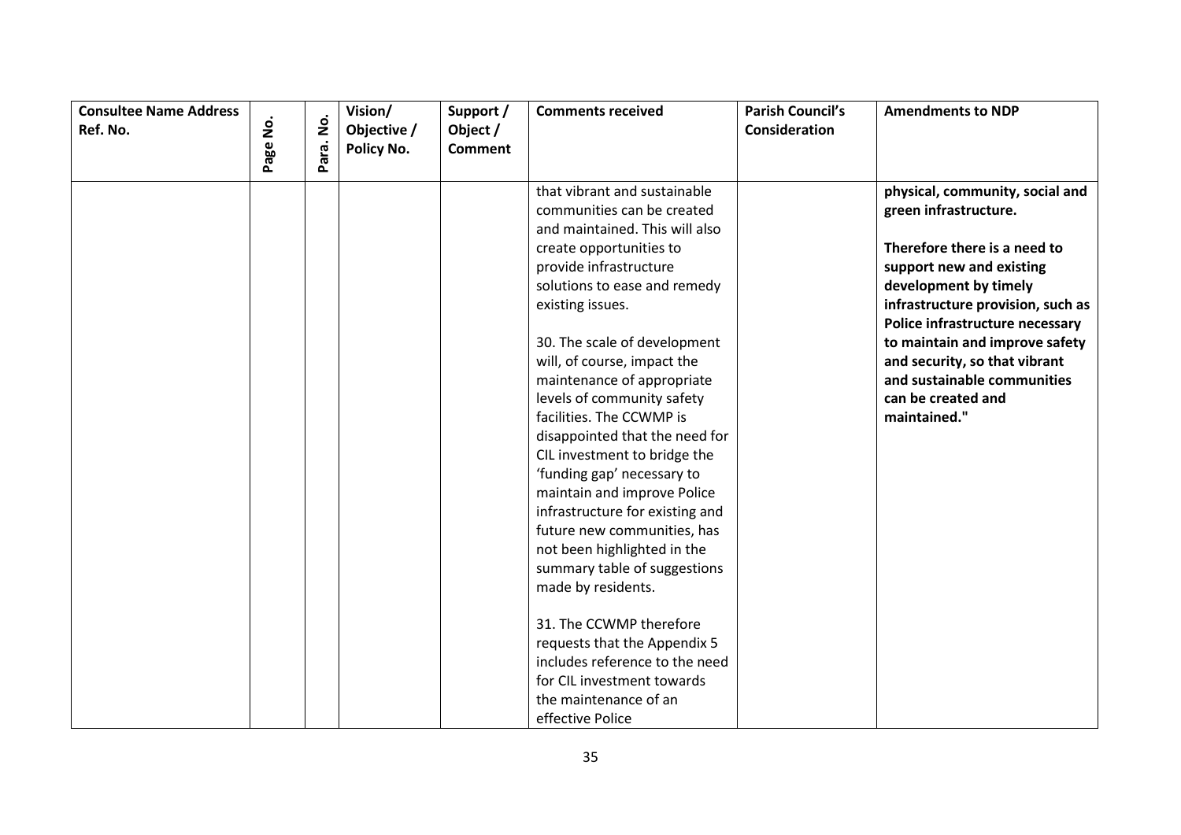| Consultee Name Address Ref. No. | Page No. | Para. No. | Vision/ Objective / Policy No. | Support / Object / Comment | Comments received | Parish Council's Consideration | Amendments to NDP |
|---|---|---|---|---|---|---|---|
| | | | | | that vibrant and sustainable communities can be created and maintained. This will also create opportunities to provide infrastructure solutions to ease and remedy existing issues.<br><br>30. The scale of development will, of course, impact the maintenance of appropriate levels of community safety facilities. The CCWMP is disappointed that the need for CIL investment to bridge the 'funding gap' necessary to maintain and improve Police infrastructure for existing and future new communities, has not been highlighted in the summary table of suggestions made by residents.<br><br>31. The CCWMP therefore requests that the Appendix 5 includes reference to the need for CIL investment towards the maintenance of an effective Police | | **physical, community, social and green infrastructure.**<br><br>**Therefore there is a need to support new and existing development by timely infrastructure provision, such as Police infrastructure necessary to maintain and improve safety and security, so that vibrant and sustainable communities can be created and maintained."** |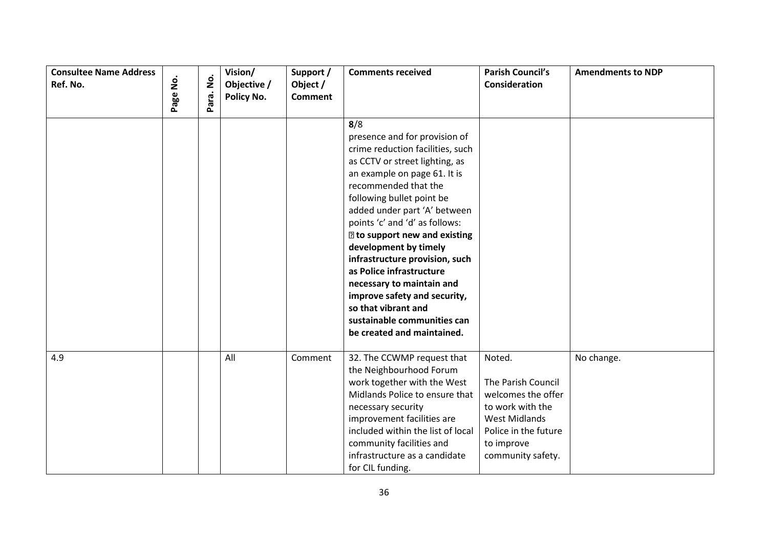| Consultee Name Address Ref. No. | Page No. | Para. No. | Vision/ Objective / Policy No. | Support / Object / Comment | Comments received | Parish Council's Consideration | Amendments to NDP |
|---|---|---|---|---|---|---|---|
| | | | | | **8**/8 presence and for provision of crime reduction facilities, such as CCTV or street lighting, as an example on page 61. It is recommended that the following bullet point be added under part 'A' between points 'c' and 'd' as follows: **to support new and existing development by timely infrastructure provision, such as Police infrastructure necessary to maintain and improve safety and security, so that vibrant and sustainable communities can be created and maintained.** | | |
| 4.9 | | | All | Comment | 32. The CCWMP request that the Neighbourhood Forum work together with the West Midlands Police to ensure that necessary security improvement facilities are included within the list of local community facilities and infrastructure as a candidate for CIL funding. | Noted. The Parish Council welcomes the offer to work with the West Midlands Police in the future to improve community safety. | No change. |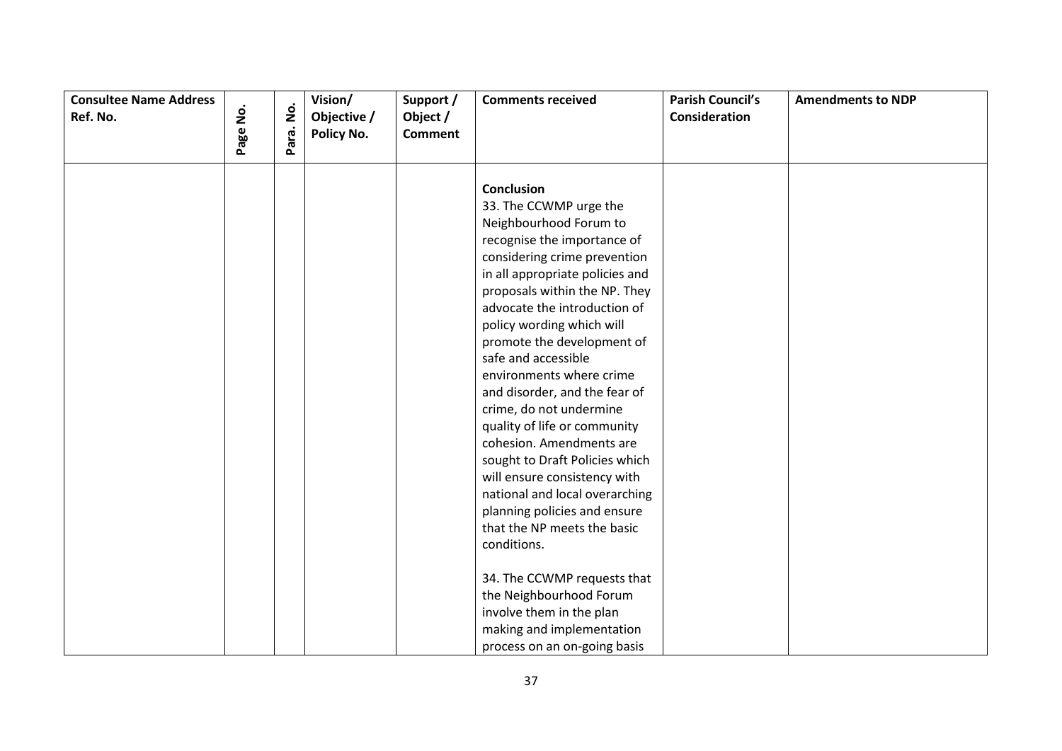| Consultee Name Address Ref. No. | Page No. | Para. No. | Vision/ Objective / Policy No. | Support / Object / Comment | Comments received | Parish Council's Consideration | Amendments to NDP |
|---|---|---|---|---|---|---|---|
| | | | | | **Conclusion**<br>33. The CCWMP urge the Neighbourhood Forum to recognise the importance of considering crime prevention in all appropriate policies and proposals within the NP. They advocate the introduction of policy wording which will promote the development of safe and accessible environments where crime and disorder, and the fear of crime, do not undermine quality of life or community cohesion. Amendments are sought to Draft Policies which will ensure consistency with national and local overarching planning policies and ensure that the NP meets the basic conditions.<br><br>34. The CCWMP requests that the Neighbourhood Forum involve them in the plan making and implementation process on an on-going basis | | |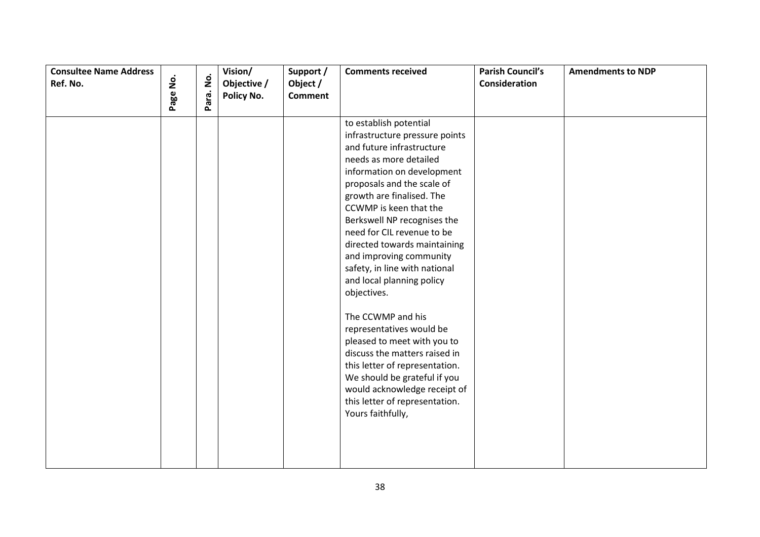| Consultee Name Address Ref. No. | Page No. | Para. No. | Vision/ Objective / Policy No. | Support / Object / Comment | Comments received | Parish Council's Consideration | Amendments to NDP |
|---|---|---|---|---|---|---|---|
| | | | | | to establish potential infrastructure pressure points and future infrastructure needs as more detailed information on development proposals and the scale of growth are finalised. The CCWMP is keen that the Berkswell NP recognises the need for CIL revenue to be directed towards maintaining and improving community safety, in line with national and local planning policy objectives.<br><br>The CCWMP and his representatives would be pleased to meet with you to discuss the matters raised in this letter of representation. We should be grateful if you would acknowledge receipt of this letter of representation. Yours faithfully, | | |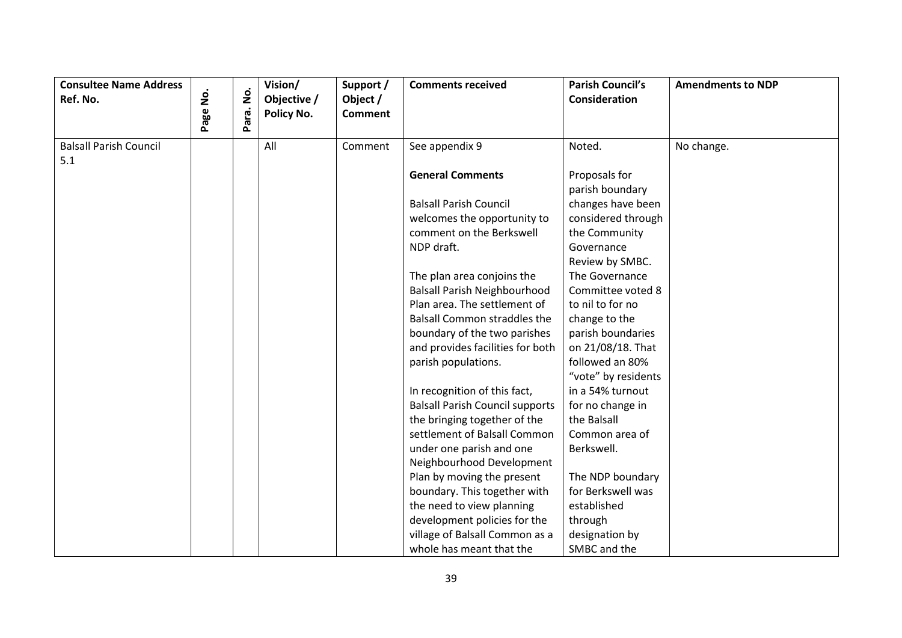| Consultee Name Address Ref. No. | Page No. | Para. No. | Vision/ Objective / Policy No. | Support / Object / Comment | Comments received | Parish Council's Consideration | Amendments to NDP |
|---|---|---|---|---|---|---|---|
| Balsall Parish Council 5.1 | | | All | Comment | See appendix 9<br><br>**General Comments**<br><br>Balsall Parish Council welcomes the opportunity to comment on the Berkswell NDP draft.<br><br>The plan area conjoins the Balsall Parish Neighbourhood Plan area. The settlement of Balsall Common straddles the boundary of the two parishes and provides facilities for both parish populations.<br><br>In recognition of this fact, Balsall Parish Council supports the bringing together of the settlement of Balsall Common under one parish and one Neighbourhood Development Plan by moving the present boundary. This together with the need to view planning development policies for the village of Balsall Common as a whole has meant that the | Noted.<br><br>Proposals for parish boundary changes have been considered through the Community Governance Review by SMBC. The Governance Committee voted 8 to nil to for no change to the parish boundaries on 21/08/18. That followed an 80% "vote" by residents in a 54% turnout for no change in the Balsall Common area of Berkswell.<br><br>The NDP boundary for Berkswell was established through designation by SMBC and the | No change. |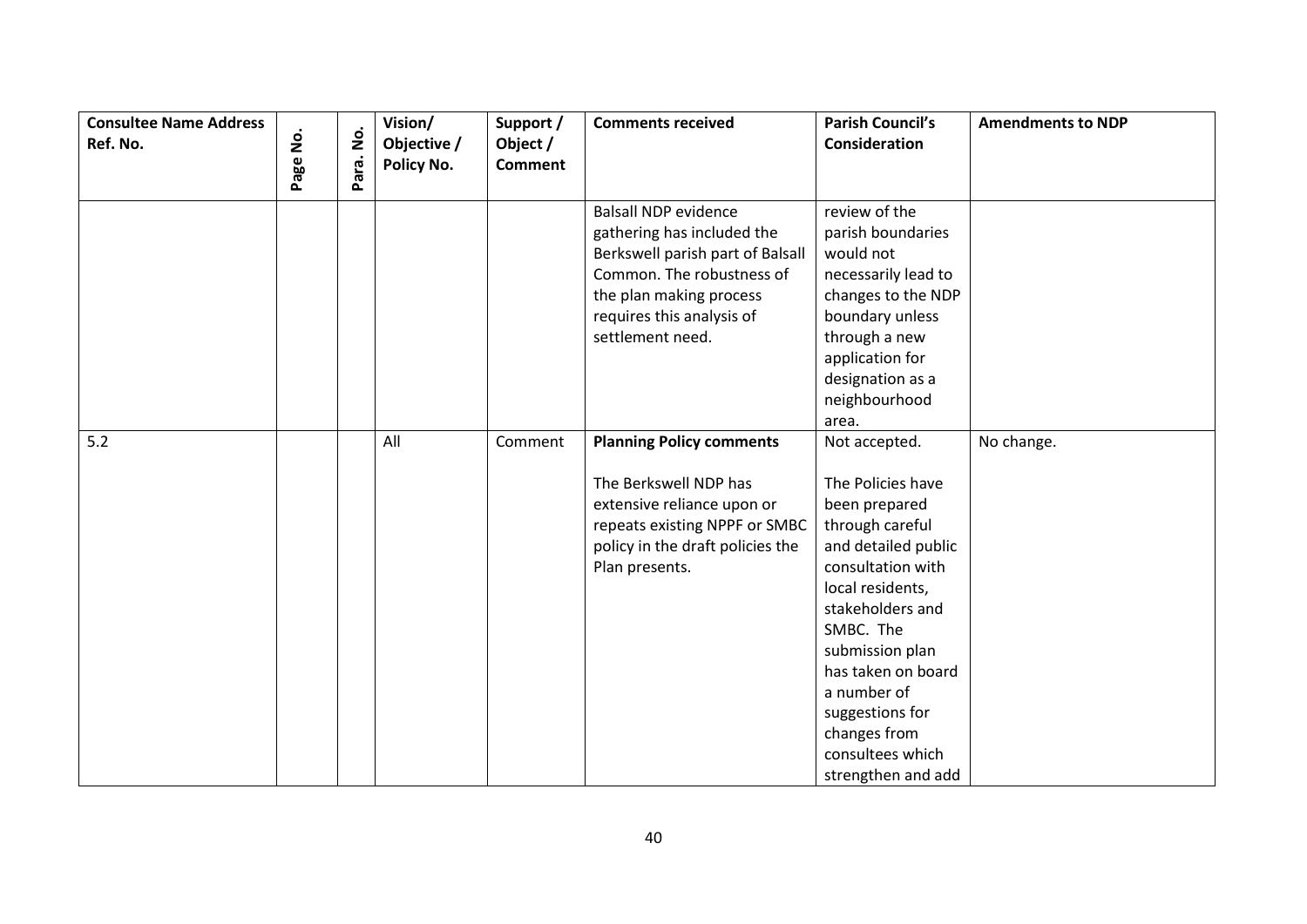| Consultee Name Address Ref. No. | Page No. | Para. No. | Vision/ Objective / Policy No. | Support / Object / Comment | Comments received | Parish Council's Consideration | Amendments to NDP |
|---|---|---|---|---|---|---|---|
| | | | | | Balsall NDP evidence gathering has included the Berkswell parish part of Balsall Common. The robustness of the plan making process requires this analysis of settlement need. | review of the parish boundaries would not necessarily lead to changes to the NDP boundary unless through a new application for designation as a neighbourhood area. | |
| 5.2 | | | All | Comment | **Planning Policy comments**<br><br>The Berkswell NDP has extensive reliance upon or repeats existing NPPF or SMBC policy in the draft policies the Plan presents. | Not accepted.<br><br>The Policies have been prepared through careful and detailed public consultation with local residents, stakeholders and SMBC. The submission plan has taken on board a number of suggestions for changes from consultees which strengthen and add | No change. |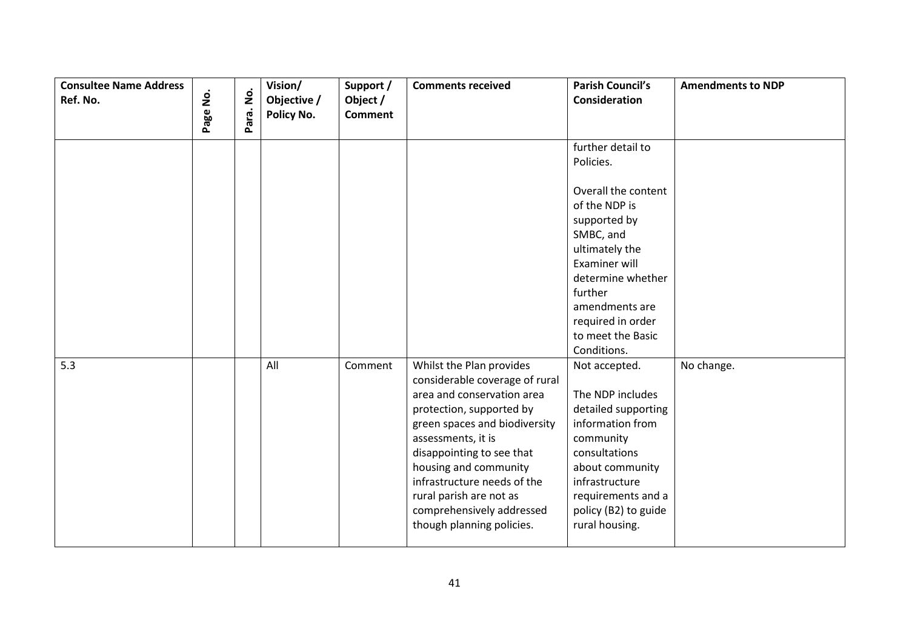| Consultee Name Address Ref. No. | Page No. | Para. No. | Vision/ Objective / Policy No. | Support / Object / Comment | Comments received | Parish Council's Consideration | Amendments to NDP |
|---|---|---|---|---|---|---|---|
| | | | | | | further detail to Policies.<br><br>Overall the content of the NDP is supported by SMBC, and ultimately the Examiner will determine whether further amendments are required in order to meet the Basic Conditions. | |
| 5.3 | | | All | Comment | Whilst the Plan provides considerable coverage of rural area and conservation area protection, supported by green spaces and biodiversity assessments, it is disappointing to see that housing and community infrastructure needs of the rural parish are not as comprehensively addressed though planning policies. | Not accepted.<br><br>The NDP includes detailed supporting information from community consultations about community infrastructure requirements and a policy (B2) to guide rural housing. | No change. |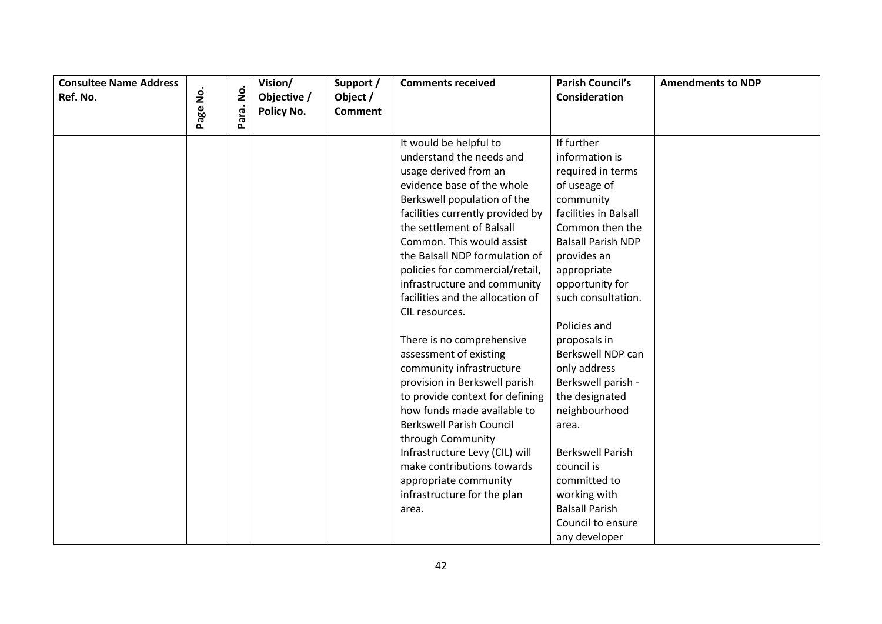| Consultee Name Address Ref. No. | Page No. | Para. No. | Vision/ Objective / Policy No. | Support / Object / Comment | Comments received | Parish Council's Consideration | Amendments to NDP |
|---|---|---|---|---|---|---|---|
| | | | | | It would be helpful to understand the needs and usage derived from an evidence base of the whole Berkswell population of the facilities currently provided by the settlement of Balsall Common. This would assist the Balsall NDP formulation of policies for commercial/retail, infrastructure and community facilities and the allocation of CIL resources.<br><br>There is no comprehensive assessment of existing community infrastructure provision in Berkswell parish to provide context for defining how funds made available to Berkswell Parish Council through Community Infrastructure Levy (CIL) will make contributions towards appropriate community infrastructure for the plan area. | If further information is required in terms of useage of community facilities in Balsall Common then the Balsall Parish NDP provides an appropriate opportunity for such consultation.<br><br>Policies and proposals in Berkswell NDP can only address Berkswell parish - the designated neighbourhood area.<br><br>Berkswell Parish council is committed to working with Balsall Parish Council to ensure any developer | |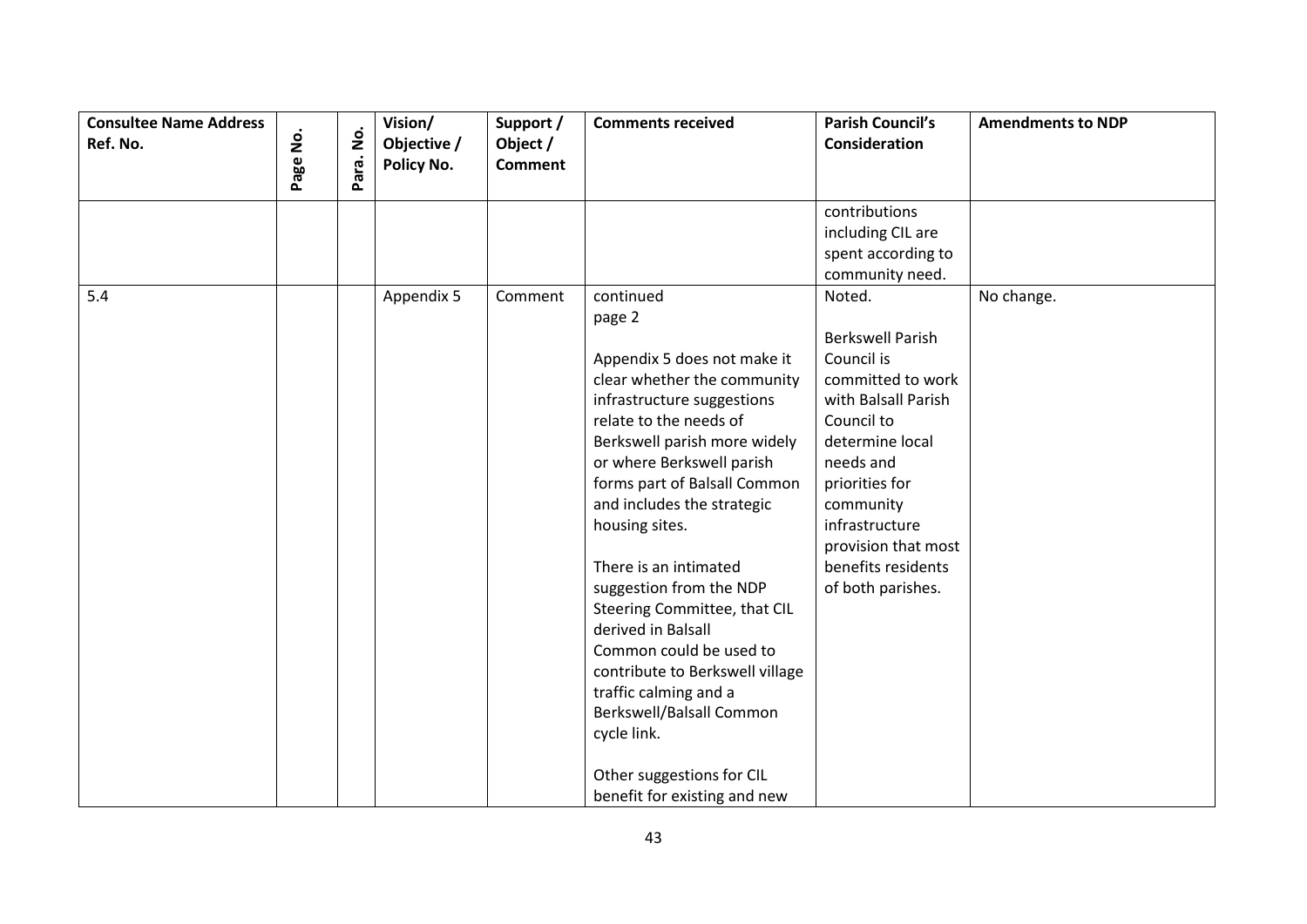| Consultee Name Address Ref. No. | Page No. | Para. No. | Vision/ Objective / Policy No. | Support / Object / Comment | Comments received | Parish Council's Consideration | Amendments to NDP |
|---|---|---|---|---|---|---|---|
| | | | | | | contributions including CIL are spent according to community need. | |
| 5.4 | | | Appendix 5 | Comment | continued<br>page 2<br><br>Appendix 5 does not make it clear whether the community infrastructure suggestions relate to the needs of Berkswell parish more widely or where Berkswell parish forms part of Balsall Common and includes the strategic housing sites.<br><br>There is an intimated suggestion from the NDP Steering Committee, that CIL derived in Balsall Common could be used to contribute to Berkswell village traffic calming and a Berkswell/Balsall Common cycle link.<br><br>Other suggestions for CIL benefit for existing and new | Noted.<br><br>Berkswell Parish Council is committed to work with Balsall Parish Council to determine local needs and priorities for community infrastructure provision that most benefits residents of both parishes. | No change. |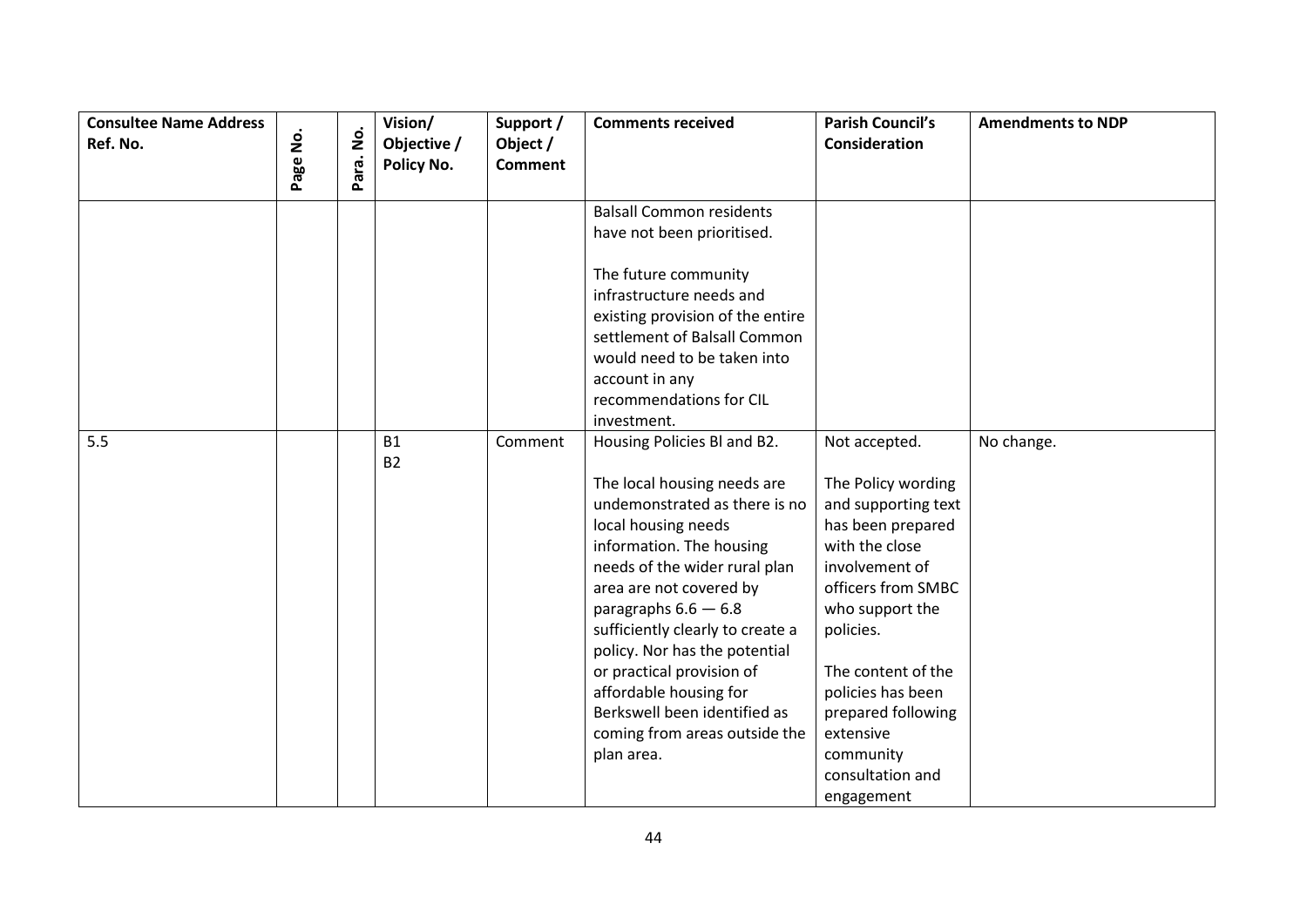| Consultee Name Address Ref. No. | Page No. | Para. No. | Vision/ Objective / Policy No. | Support / Object / Comment | Comments received | Parish Council's Consideration | Amendments to NDP |
|---|---|---|---|---|---|---|---|
| | | | | | Balsall Common residents have not been prioritised.<br><br>The future community infrastructure needs and existing provision of the entire settlement of Balsall Common would need to be taken into account in any recommendations for CIL investment. | | |
| 5.5 | | | B1<br>B2 | Comment | Housing Policies Bl and B2.<br><br>The local housing needs are undemonstrated as there is no local housing needs information. The housing needs of the wider rural plan area are not covered by paragraphs 6.6 — 6.8 sufficiently clearly to create a policy. Nor has the potential or practical provision of affordable housing for Berkswell been identified as coming from areas outside the plan area. | Not accepted.<br><br>The Policy wording and supporting text has been prepared with the close involvement of officers from SMBC who support the policies.<br><br>The content of the policies has been prepared following extensive community consultation and engagement | No change. |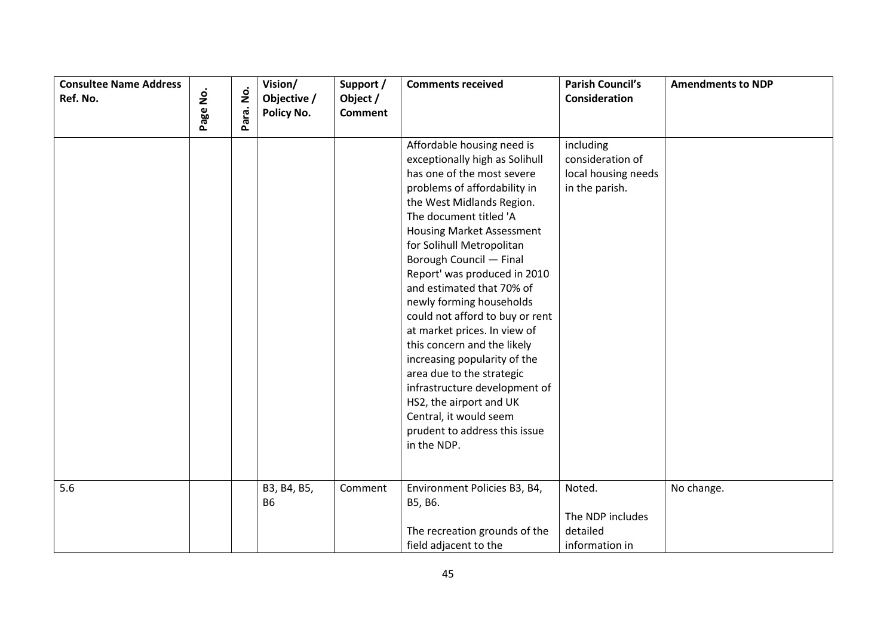| Consultee Name Address Ref. No. | Page No. | Para. No. | Vision/ Objective / Policy No. | Support / Object / Comment | Comments received | Parish Council's Consideration | Amendments to NDP |
|---|---|---|---|---|---|---|---|
| | | | | | Affordable housing need is exceptionally high as Solihull has one of the most severe problems of affordability in the West Midlands Region. The document titled 'A Housing Market Assessment for Solihull Metropolitan Borough Council — Final Report' was produced in 2010 and estimated that 70% of newly forming households could not afford to buy or rent at market prices. In view of this concern and the likely increasing popularity of the area due to the strategic infrastructure development of HS2, the airport and UK Central, it would seem prudent to address this issue in the NDP. | including consideration of local housing needs in the parish. | |
| 5.6 | | | B3, B4, B5, B6 | Comment | Environment Policies B3, B4, B5, B6.<br><br>The recreation grounds of the field adjacent to the | Noted.<br><br>The NDP includes detailed information in | No change. |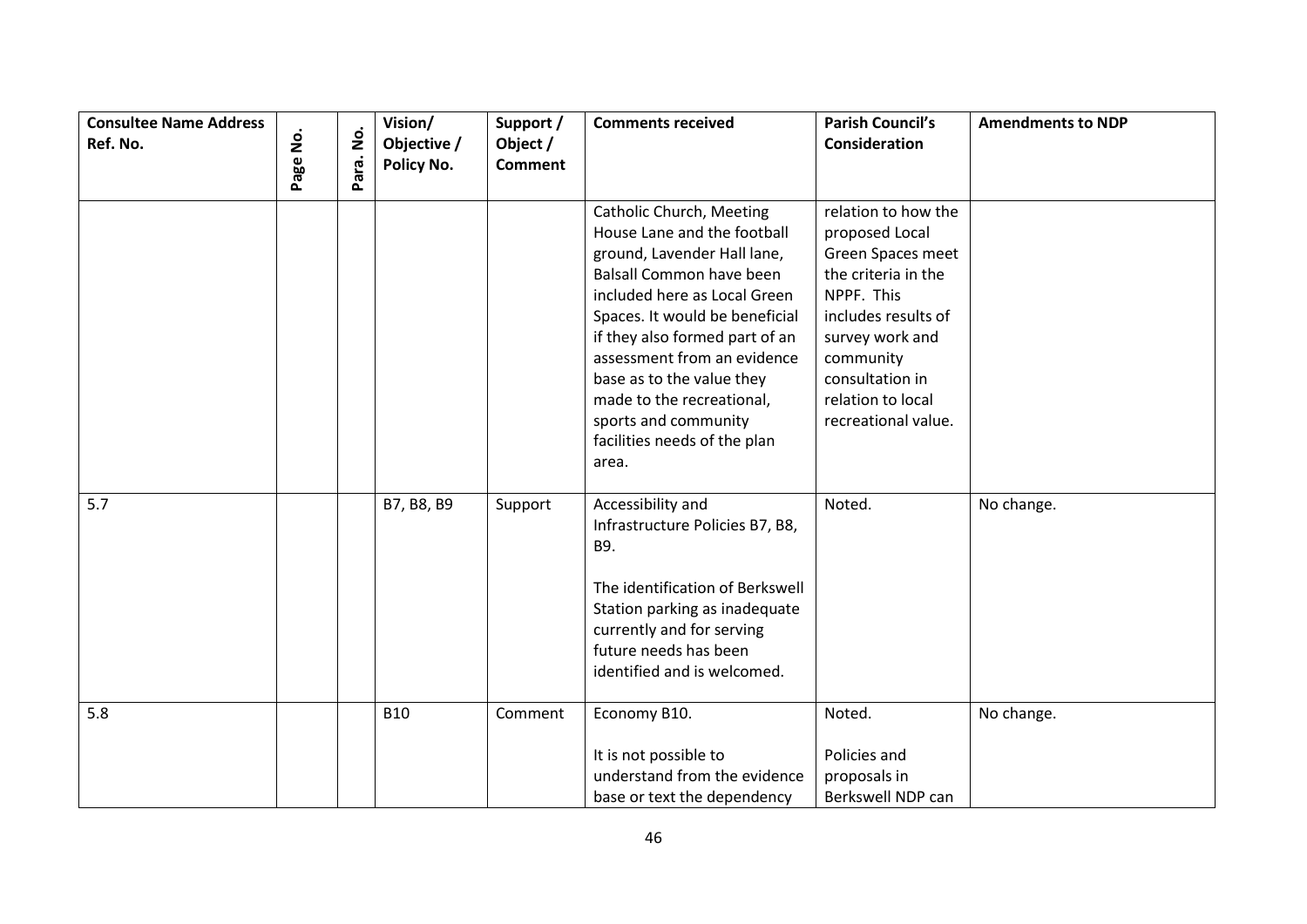| Consultee Name Address Ref. No. | Page No. | Para. No. | Vision/ Objective / Policy No. | Support / Object / Comment | Comments received | Parish Council's Consideration | Amendments to NDP |
|---|---|---|---|---|---|---|---|
| | | | | | Catholic Church, Meeting House Lane and the football ground, Lavender Hall lane, Balsall Common have been included here as Local Green Spaces. It would be beneficial if they also formed part of an assessment from an evidence base as to the value they made to the recreational, sports and community facilities needs of the plan area. | relation to how the proposed Local Green Spaces meet the criteria in the NPPF. This includes results of survey work and community consultation in relation to local recreational value. | |
| 5.7 | | | B7, B8, B9 | Support | Accessibility and Infrastructure Policies B7, B8, B9. The identification of Berkswell Station parking as inadequate currently and for serving future needs has been identified and is welcomed. | Noted. | No change. |
| 5.8 | | | B10 | Comment | Economy B10. It is not possible to understand from the evidence base or text the dependency | Noted. Policies and proposals in Berkswell NDP can | No change. |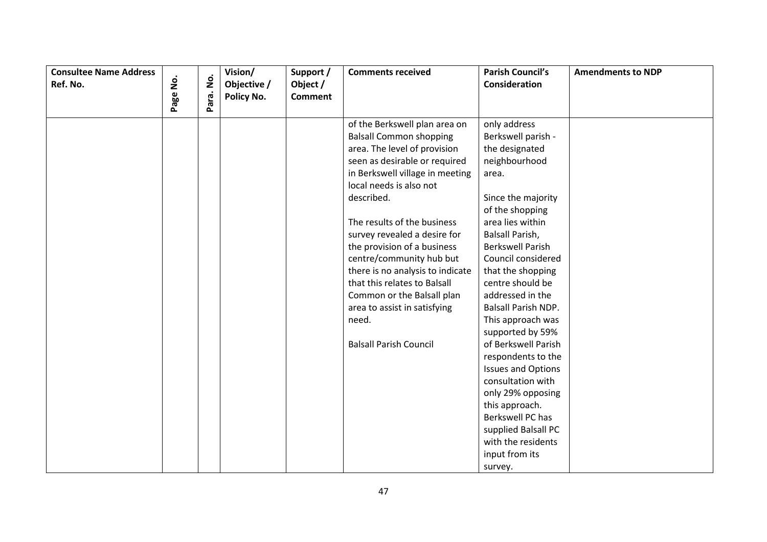| Consultee Name Address Ref. No. | Page No. | Para. No. | Vision/ Objective / Policy No. | Support / Object / Comment | Comments received | Parish Council's Consideration | Amendments to NDP |
|---|---|---|---|---|---|---|---|
| | | | | | of the Berkswell plan area on Balsall Common shopping area. The level of provision seen as desirable or required in Berkswell village in meeting local needs is also not described.<br><br>The results of the business survey revealed a desire for the provision of a business centre/community hub but there is no analysis to indicate that this relates to Balsall Common or the Balsall plan area to assist in satisfying need.<br><br>Balsall Parish Council | only address Berkswell parish - the designated neighbourhood area.<br><br>Since the majority of the shopping area lies within Balsall Parish, Berkswell Parish Council considered that the shopping centre should be addressed in the Balsall Parish NDP. This approach was supported by 59% of Berkswell Parish respondents to the Issues and Options consultation with only 29% opposing this approach. Berkswell PC has supplied Balsall PC with the residents input from its survey. | |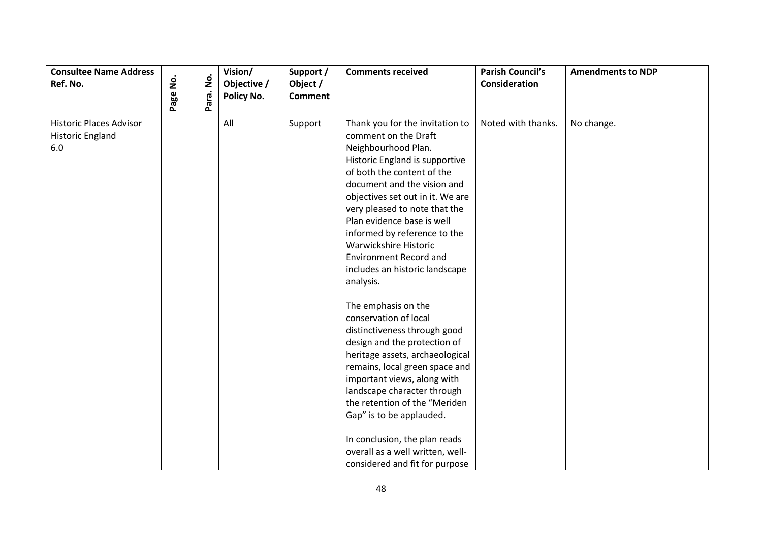| Consultee Name Address Ref. No. | Page No. | Para. No. | Vision/ Objective / Policy No. | Support / Object / Comment | Comments received | Parish Council's Consideration | Amendments to NDP |
|---|---|---|---|---|---|---|---|
| Historic Places Advisor Historic England 6.0 | | | All | Support | Thank you for the invitation to comment on the Draft Neighbourhood Plan. Historic England is supportive of both the content of the document and the vision and objectives set out in it. We are very pleased to note that the Plan evidence base is well informed by reference to the Warwickshire Historic Environment Record and includes an historic landscape analysis.<br><br>The emphasis on the conservation of local distinctiveness through good design and the protection of heritage assets, archaeological remains, local green space and important views, along with landscape character through the retention of the "Meriden Gap" is to be applauded.<br><br>In conclusion, the plan reads overall as a well written, well-considered and fit for purpose | Noted with thanks. | No change. |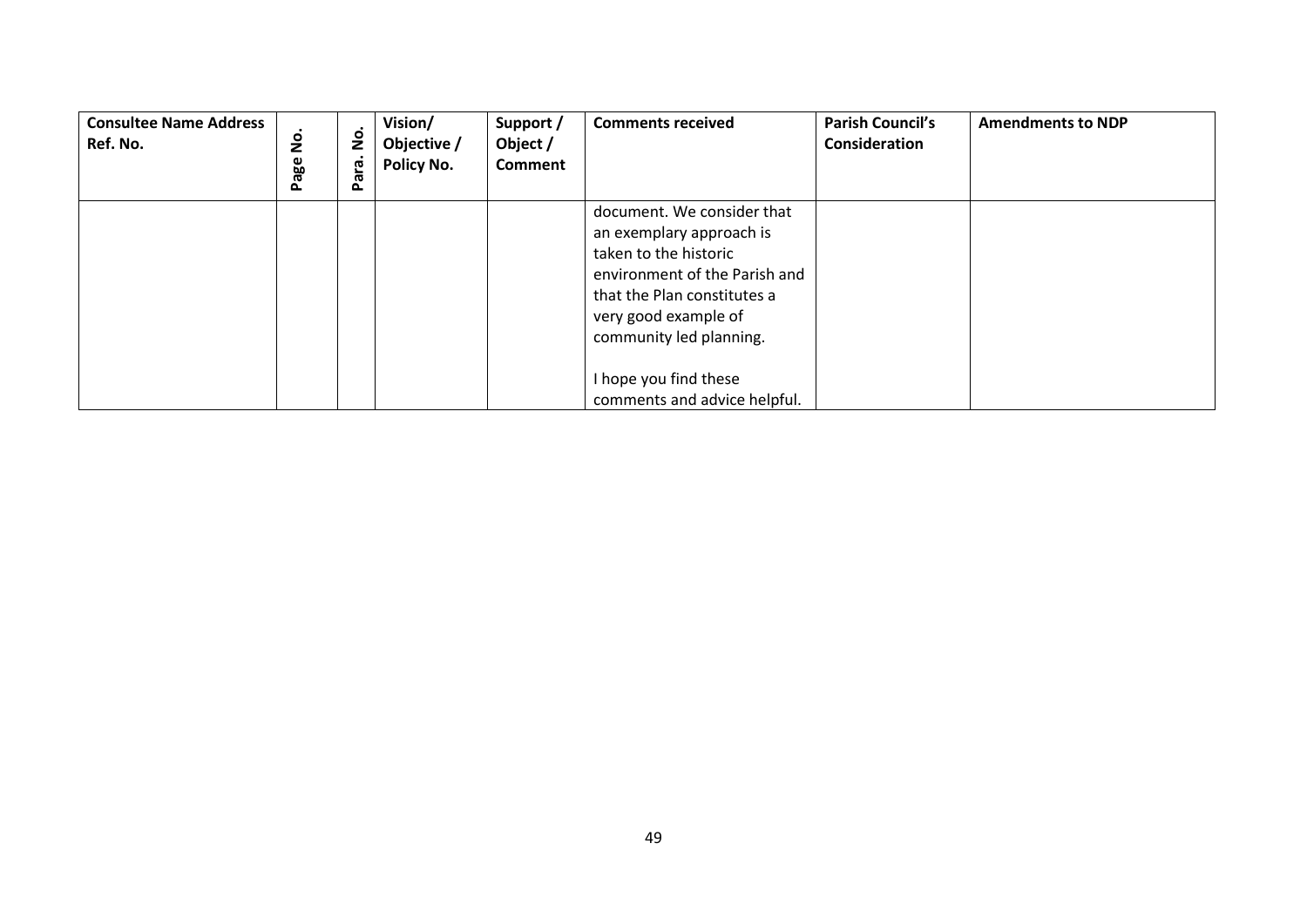| Consultee Name Address Ref. No. | Page No. | Para. No. | Vision/ Objective / Policy No. | Support / Object / Comment | Comments received | Parish Council's Consideration | Amendments to NDP |
|---|---|---|---|---|---|---|---|
| | | | | | document. We consider that an exemplary approach is taken to the historic environment of the Parish and that the Plan constitutes a very good example of community led planning.<br><br>I hope you find these comments and advice helpful. | | |